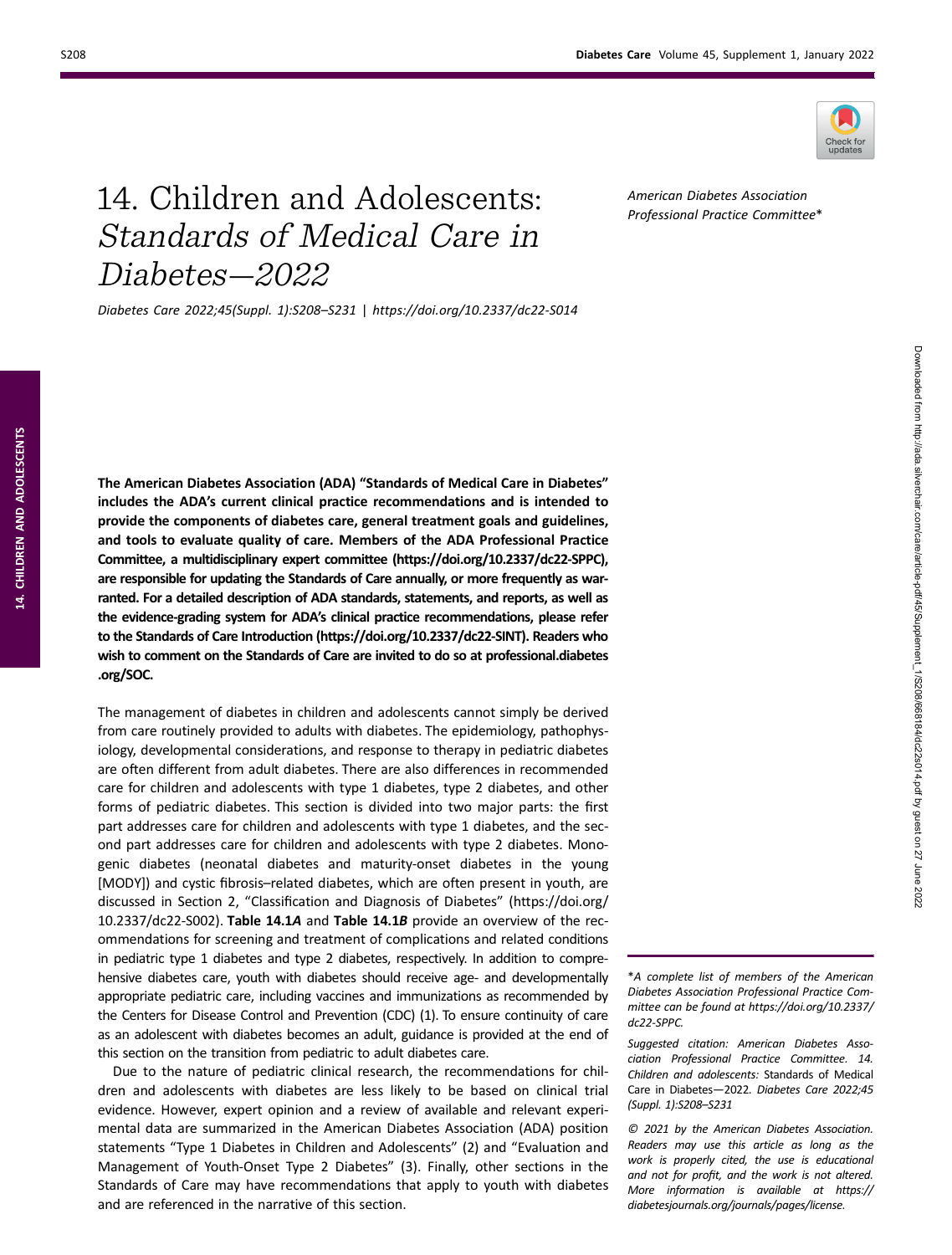# 14. Children and Adolescents: *Standards of Medical Care in Diabetes—2022*

*Diabetes Care 2022;45(Suppl. 1):S208–S231 | https://doi.org/10.2337/dc22-S014*

*American Diabetes Association Professional Practice Committee**

**The American Diabetes Association (ADA) "Standards of Medical Care in Diabetes" includes the ADA's current clinical practice recommendations and is intended to provide the components of diabetes care, general treatment goals and guidelines, and tools to evaluate quality of care. Members of the ADA Professional Practice Committee, a multidisciplinary expert committee (https://doi.org/10.2337/dc22-SPPC), are responsible for updating the Standards of Care annually, or more frequently as warranted. For a detailed description of ADA standards, statements, and reports, as well as the evidence-grading system for ADA's clinical practice recommendations, please refer to the Standards of Care Introduction (https://doi.org/10.2337/dc22-SINT). Readers who wish to comment on the Standards of Care are invited to do so at professional.diabetes.org/SOC.**

The management of diabetes in children and adolescents cannot simply be derived from care routinely provided to adults with diabetes. The epidemiology, pathophysiology, developmental considerations, and response to therapy in pediatric diabetes are often different from adult diabetes. There are also differences in recommended care for children and adolescents with type 1 diabetes, type 2 diabetes, and other forms of pediatric diabetes. This section is divided into two major parts: the first part addresses care for children and adolescents with type 1 diabetes, and the second part addresses care for children and adolescents with type 2 diabetes. Monogenic diabetes (neonatal diabetes and maturity-onset diabetes in the young [MODY]) and cystic fibrosis–related diabetes, which are often present in youth, are discussed in Section 2, "Classification and Diagnosis of Diabetes" (https://doi.org/10.2337/dc22-S002). **Table 14.1*A*** and **Table 14.1*B*** provide an overview of the recommendations for screening and treatment of complications and related conditions in pediatric type 1 diabetes and type 2 diabetes, respectively. In addition to comprehensive diabetes care, youth with diabetes should receive age- and developmentally appropriate pediatric care, including vaccines and immunizations as recommended by the Centers for Disease Control and Prevention (CDC) (1). To ensure continuity of care as an adolescent with diabetes becomes an adult, guidance is provided at the end of this section on the transition from pediatric to adult diabetes care.

Due to the nature of pediatric clinical research, the recommendations for children and adolescents with diabetes are less likely to be based on clinical trial evidence. However, expert opinion and a review of available and relevant experimental data are summarized in the American Diabetes Association (ADA) position statements "Type 1 Diabetes in Children and Adolescents" (2) and "Evaluation and Management of Youth-Onset Type 2 Diabetes" (3). Finally, other sections in the Standards of Care may have recommendations that apply to youth with diabetes and are referenced in the narrative of this section.

**A complete list of members of the American Diabetes Association Professional Practice Committee can be found at https://doi.org/10.2337/dc22-SPPC.*

*Suggested citation: American Diabetes Association Professional Practice Committee. 14. Children and adolescents:* Standards of Medical Care in Diabetes—2022. *Diabetes Care 2022;45 (Suppl. 1):S208–S231*

*© 2021 by the American Diabetes Association. Readers may use this article as long as the work is properly cited, the use is educational and not for profit, and the work is not altered. More information is available at https://diabetesjournals.org/journals/pages/license.*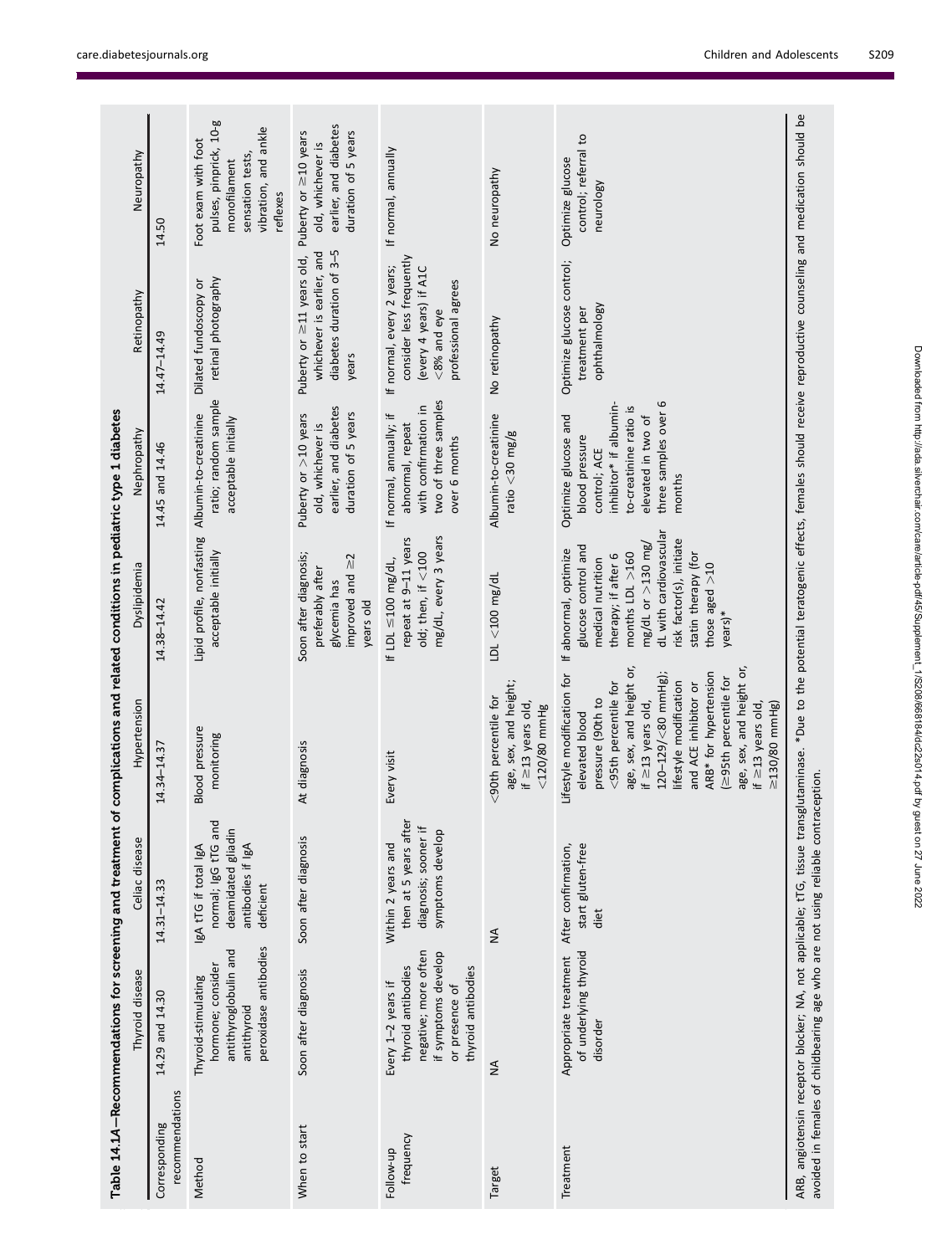**Table 14.1A—Recommendations for screening and treatment of complications and related conditions in pediatric type 1 diabetes**

| | Thyroid disease | Celiac disease | Hypertension | Dyslipidemia | Nephropathy | Retinopathy | Neuropathy |
|---|---|---|---|---|---|---|---|
| Corresponding recommendations | 14.29 and 14.30 | 14.31–14.33 | 14.34–14.37 | 14.38–14.42 | 14.45 and 14.46 | 14.47–14.49 | 14.50 |
| Method | Thyroid-stimulating hormone; consider antithyroglobulin and antithyroid peroxidase antibodies | IgA tTG if total IgA normal; IgG tTG and deamidated gliadin antibodies if IgA deficient | Blood pressure monitoring | Lipid profile, nonfasting acceptable initially | Albumin-to-creatinine ratio; random sample acceptable initially | Dilated fundoscopy or retinal photography | Foot exam with foot pulses, pinprick, 10-g monofilament sensation tests, vibration, and ankle reflexes |
| When to start | Soon after diagnosis | Soon after diagnosis | At diagnosis | Soon after diagnosis; preferably after glycemia has improved and ≥2 years old | Puberty or >10 years old, whichever is earlier, and diabetes duration of 5 years | Puberty or ≥11 years old, whichever is earlier, and diabetes duration of 3–5 years | Puberty or ≥10 years old, whichever is earlier, and diabetes duration of 5 years |
| Follow-up frequency | Every 1–2 years if thyroid antibodies negative; more often if symptoms develop or presence of thyroid antibodies | Within 2 years and then at 5 years after diagnosis; sooner if symptoms develop | Every visit | If LDL ≤100 mg/dL, repeat at 9–11 years old; then, if <100 mg/dL, every 3 years | If normal, annually; if abnormal, repeat with confirmation in two of three samples over 6 months | If normal, every 2 years; consider less frequently (every 4 years) if A1C <8% and eye professional agrees | If normal, annually |
| Target | NA | NA | <90th percentile for age, sex, and height; if ≥13 years old, <120/80 mmHg | LDL <100 mg/dL | Albumin-to-creatinine ratio <30 mg/g | No retinopathy | No neuropathy |
| Treatment | Appropriate treatment of underlying thyroid disorder | After confirmation, start gluten-free diet | Lifestyle modification for elevated blood pressure (90th to <95th percentile for age, sex, and height or, if ≥13 years old, 120–129/<80 mmHg); lifestyle modification and ACE inhibitor or ARB* for hypertension (≥95th percentile for age, sex, and height or, if ≥13 years old, ≥130/80 mmHg) | If abnormal, optimize glucose control and medical nutrition therapy; if after 6 months LDL >160 mg/dL or >130 mg/dL with cardiovascular risk factor(s), initiate statin therapy (for those aged >10 years)* | Optimize glucose and blood pressure control; ACE inhibitor* if albumin-to-creatinine ratio is elevated in two of three samples over 6 months | Optimize glucose control; treatment per ophthalmology | Optimize glucose control; referral to neurology |

ARB, angiotensin receptor blocker; NA, not applicable; tTG, tissue transglutaminase. *Due to the potential teratogenic effects, females should receive reproductive counseling and medication should be avoided in females of childbearing age who are not using reliable contraception.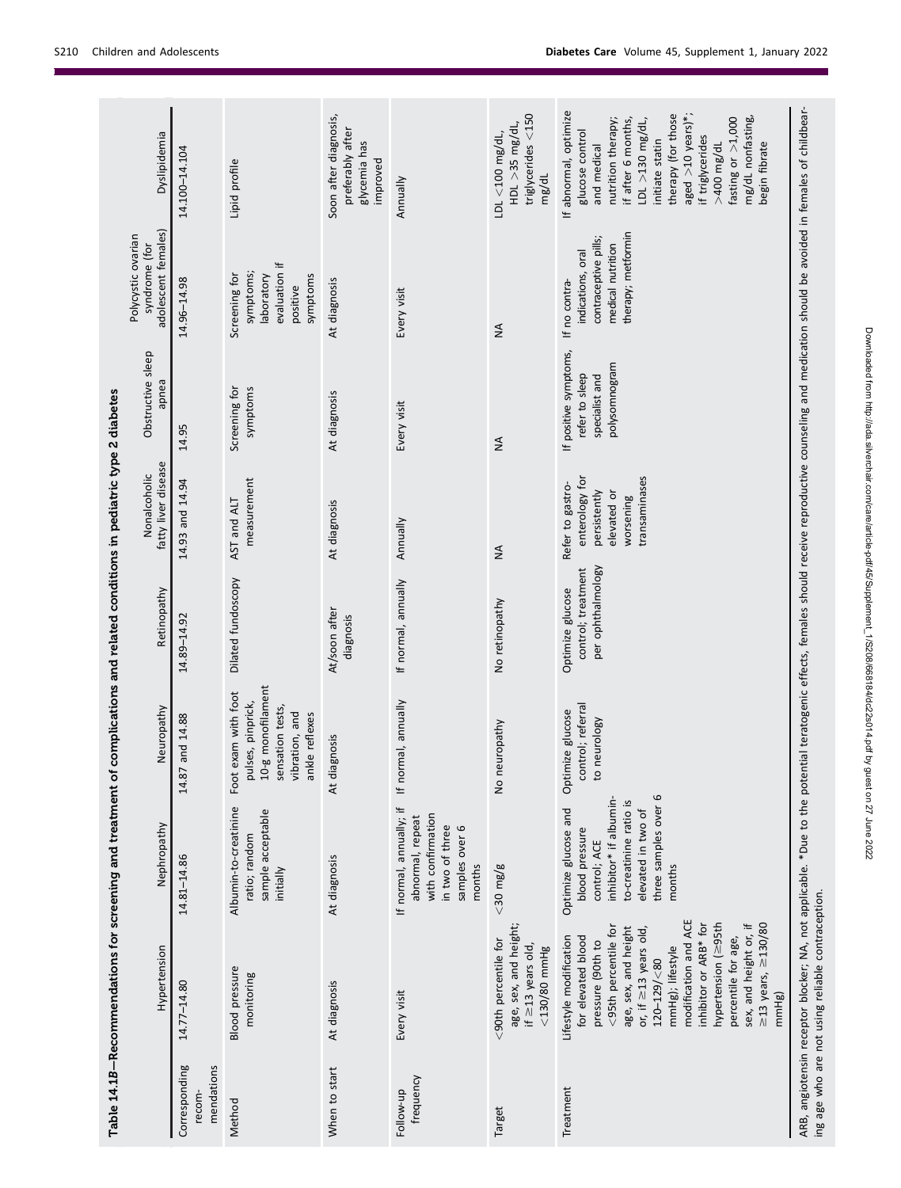Table 14.1B—Recommendations for screening and treatment of complications and related conditions in pediatric type 2 diabetes

| | Hypertension | Nephropathy | Neuropathy | Retinopathy | Nonalcoholic fatty liver disease | Obstructive sleep apnea | Polycystic ovarian syndrome (for adolescent females) | Dyslipidemia |
|---|---|---|---|---|---|---|---|---|
| Corresponding recommendations | 14.77–14.80 | 14.81–14.86 | 14.87 and 14.88 | 14.89–14.92 | 14.93 and 14.94 | 14.95 | 14.96–14.98 | 14.100–14.104 |
| Method | Blood pressure monitoring | Albumin-to-creatinine ratio; random sample acceptable initially | Foot exam with foot pulses, pinprick, 10-g monofilament sensation tests, vibration, and ankle reflexes | Dilated fundoscopy | AST and ALT measurement | Screening for symptoms | Screening for symptoms; laboratory evaluation if positive symptoms | Lipid profile |
| When to start | At diagnosis | At diagnosis | At diagnosis | At/soon after diagnosis | At diagnosis | At diagnosis | At diagnosis | Soon after diagnosis, preferably after glycemia has improved |
| Follow-up frequency | Every visit | If normal, annually; if abnormal, repeat with confirmation in two of three samples over 6 months | If normal, annually | If normal, annually | Annually | Every visit | Every visit | Annually |
| Target | <90th percentile for age, sex, and height; if ≥13 years old, <130/80 mmHg | <30 mg/g | No neuropathy | No retinopathy | NA | NA | NA | LDL <100 mg/dL, HDL >35 mg/dL, triglycerides <150 mg/dL |
| Treatment | Lifestyle modification for elevated blood pressure (90th to <95th percentile for age, sex, and height or, if ≥13 years old, 120–129/<80 mmHg); lifestyle modification and ACE inhibitor or ARB* for hypertension (≥95th percentile for age, sex, and height or, if ≥13 years, ≥130/80 mmHg) | Optimize glucose and blood pressure control; ACE inhibitor* if albumin-to-creatinine ratio is elevated in two of three samples over 6 months | Optimize glucose control; referral to neurology | Optimize glucose control; treatment per ophthalmology | Refer to gastroenterology for persistently elevated or worsening transaminases | If positive symptoms, refer to sleep specialist and polysomnogram | If no contraindications, oral contraceptive pills; medical nutrition therapy; metformin | If abnormal, optimize glucose control and medical nutrition therapy; if after 6 months, LDL >130 mg/dL, initiate statin therapy (for those aged >10 years)*; if triglycerides >400 mg/dL fasting or >1,000 mg/dL nonfasting, begin fibrate |

ARB, angiotensin receptor blocker; NA, not applicable. *Due to the potential teratogenic effects, females should receive reproductive counseling and medication should be avoided in females of childbearing age who are not using reliable contraception.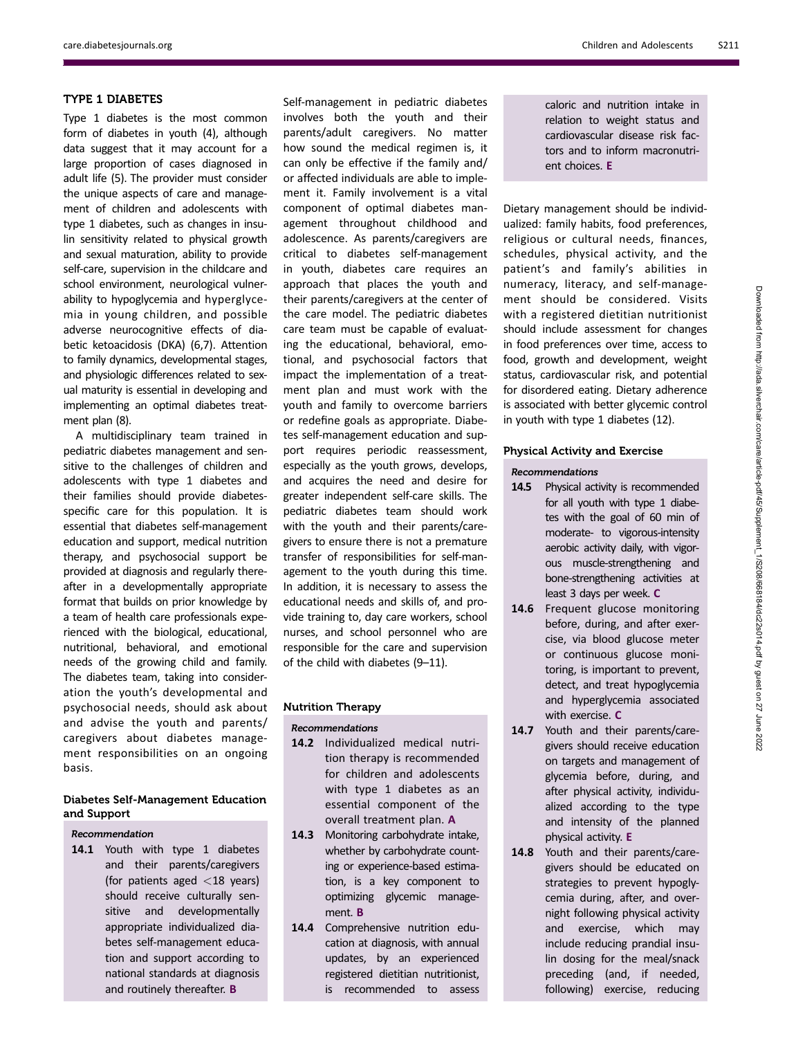## TYPE 1 DIABETES

Type 1 diabetes is the most common form of diabetes in youth (4), although data suggest that it may account for a large proportion of cases diagnosed in adult life (5). The provider must consider the unique aspects of care and management of children and adolescents with type 1 diabetes, such as changes in insulin sensitivity related to physical growth and sexual maturation, ability to provide self-care, supervision in the childcare and school environment, neurological vulnerability to hypoglycemia and hyperglycemia in young children, and possible adverse neurocognitive effects of diabetic ketoacidosis (DKA) (6,7). Attention to family dynamics, developmental stages, and physiologic differences related to sexual maturity is essential in developing and implementing an optimal diabetes treatment plan (8).

A multidisciplinary team trained in pediatric diabetes management and sensitive to the challenges of children and adolescents with type 1 diabetes and their families should provide diabetes-specific care for this population. It is essential that diabetes self-management education and support, medical nutrition therapy, and psychosocial support be provided at diagnosis and regularly thereafter in a developmentally appropriate format that builds on prior knowledge by a team of health care professionals experienced with the biological, educational, nutritional, behavioral, and emotional needs of the growing child and family. The diabetes team, taking into consideration the youth's developmental and psychosocial needs, should ask about and advise the youth and parents/caregivers about diabetes management responsibilities on an ongoing basis.

### Diabetes Self-Management Education and Support

*Recommendation*

**14.1** Youth with type 1 diabetes and their parents/caregivers (for patients aged <18 years) should receive culturally sensitive and developmentally appropriate individualized diabetes self-management education and support according to national standards at diagnosis and routinely thereafter. **B**

Self-management in pediatric diabetes involves both the youth and their parents/adult caregivers. No matter how sound the medical regimen is, it can only be effective if the family and/or affected individuals are able to implement it. Family involvement is a vital component of optimal diabetes management throughout childhood and adolescence. As parents/caregivers are critical to diabetes self-management in youth, diabetes care requires an approach that places the youth and their parents/caregivers at the center of the care model. The pediatric diabetes care team must be capable of evaluating the educational, behavioral, emotional, and psychosocial factors that impact the implementation of a treatment plan and must work with the youth and family to overcome barriers or redefine goals as appropriate. Diabetes self-management education and support requires periodic reassessment, especially as the youth grows, develops, and acquires the need and desire for greater independent self-care skills. The pediatric diabetes team should work with the youth and their parents/caregivers to ensure there is not a premature transfer of responsibilities for self-management to the youth during this time. In addition, it is necessary to assess the educational needs and skills of, and provide training to, day care workers, school nurses, and school personnel who are responsible for the care and supervision of the child with diabetes (9–11).

### Nutrition Therapy

*Recommendations*

**14.2** Individualized medical nutrition therapy is recommended for children and adolescents with type 1 diabetes as an essential component of the overall treatment plan. **A**

**14.3** Monitoring carbohydrate intake, whether by carbohydrate counting or experience-based estimation, is a key component to optimizing glycemic management. **B**

**14.4** Comprehensive nutrition education at diagnosis, with annual updates, by an experienced registered dietitian nutritionist, is recommended to assess caloric and nutrition intake in relation to weight status and cardiovascular disease risk factors and to inform macronutrient choices. **E**

Dietary management should be individualized: family habits, food preferences, religious or cultural needs, finances, schedules, physical activity, and the patient's and family's abilities in numeracy, literacy, and self-management should be considered. Visits with a registered dietitian nutritionist should include assessment for changes in food preferences over time, access to food, growth and development, weight status, cardiovascular risk, and potential for disordered eating. Dietary adherence is associated with better glycemic control in youth with type 1 diabetes (12).

### Physical Activity and Exercise

*Recommendations*

**14.5** Physical activity is recommended for all youth with type 1 diabetes with the goal of 60 min of moderate- to vigorous-intensity aerobic activity daily, with vigorous muscle-strengthening and bone-strengthening activities at least 3 days per week. **C**

**14.6** Frequent glucose monitoring before, during, and after exercise, via blood glucose meter or continuous glucose monitoring, is important to prevent, detect, and treat hypoglycemia and hyperglycemia associated with exercise. **C**

**14.7** Youth and their parents/caregivers should receive education on targets and management of glycemia before, during, and after physical activity, individualized according to the type and intensity of the planned physical activity. **E**

**14.8** Youth and their parents/caregivers should be educated on strategies to prevent hypoglycemia during, after, and overnight following physical activity and exercise, which may include reducing prandial insulin dosing for the meal/snack preceding (and, if needed, following) exercise, reducing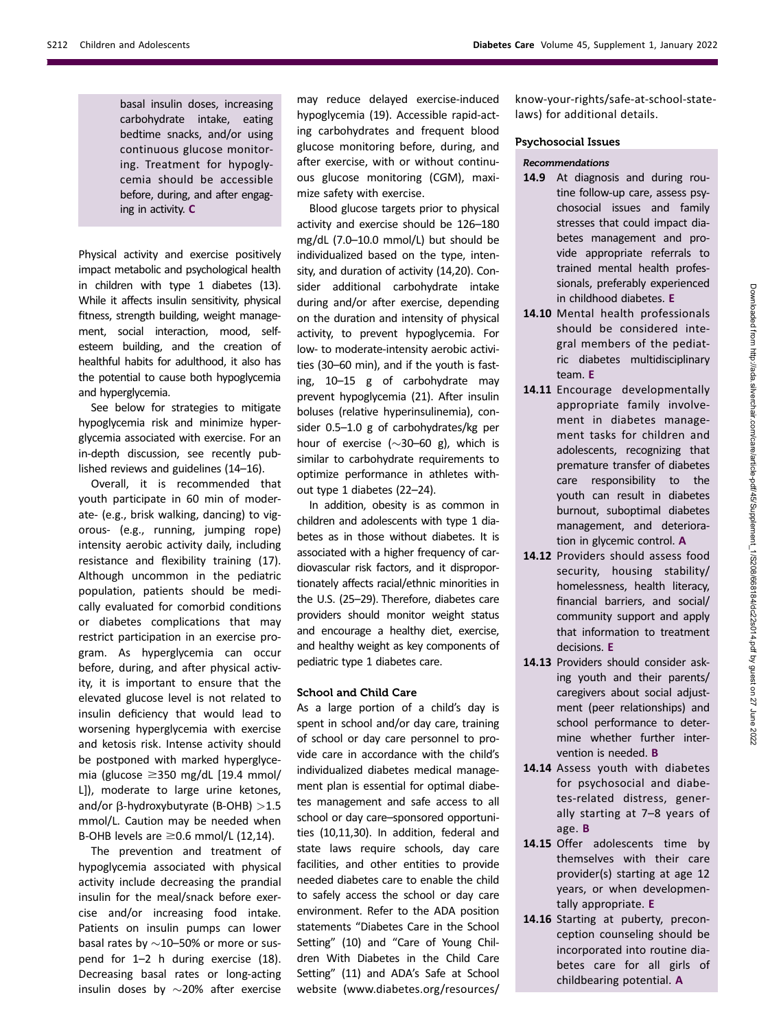basal insulin doses, increasing carbohydrate intake, eating bedtime snacks, and/or using continuous glucose monitoring. Treatment for hypoglycemia should be accessible before, during, and after engaging in activity. **C**

Physical activity and exercise positively impact metabolic and psychological health in children with type 1 diabetes (13). While it affects insulin sensitivity, physical fitness, strength building, weight management, social interaction, mood, self-esteem building, and the creation of healthful habits for adulthood, it also has the potential to cause both hypoglycemia and hyperglycemia.

See below for strategies to mitigate hypoglycemia risk and minimize hyperglycemia associated with exercise. For an in-depth discussion, see recently published reviews and guidelines (14–16).

Overall, it is recommended that youth participate in 60 min of moderate- (e.g., brisk walking, dancing) to vigorous- (e.g., running, jumping rope) intensity aerobic activity daily, including resistance and flexibility training (17). Although uncommon in the pediatric population, patients should be medically evaluated for comorbid conditions or diabetes complications that may restrict participation in an exercise program. As hyperglycemia can occur before, during, and after physical activity, it is important to ensure that the elevated glucose level is not related to insulin deficiency that would lead to worsening hyperglycemia with exercise and ketosis risk. Intense activity should be postponed with marked hyperglycemia (glucose ≥350 mg/dL [19.4 mmol/L]), moderate to large urine ketones, and/or β-hydroxybutyrate (B-OHB) >1.5 mmol/L. Caution may be needed when B-OHB levels are ≥0.6 mmol/L (12,14).

The prevention and treatment of hypoglycemia associated with physical activity include decreasing the prandial insulin for the meal/snack before exercise and/or increasing food intake. Patients on insulin pumps can lower basal rates by ~10–50% or more or suspend for 1–2 h during exercise (18). Decreasing basal rates or long-acting insulin doses by ~20% after exercise may reduce delayed exercise-induced hypoglycemia (19). Accessible rapid-acting carbohydrates and frequent blood glucose monitoring before, during, and after exercise, with or without continuous glucose monitoring (CGM), maximize safety with exercise.

Blood glucose targets prior to physical activity and exercise should be 126–180 mg/dL (7.0–10.0 mmol/L) but should be individualized based on the type, intensity, and duration of activity (14,20). Consider additional carbohydrate intake during and/or after exercise, depending on the duration and intensity of physical activity, to prevent hypoglycemia. For low- to moderate-intensity aerobic activities (30–60 min), and if the youth is fasting, 10–15 g of carbohydrate may prevent hypoglycemia (21). After insulin boluses (relative hyperinsulinemia), consider 0.5–1.0 g of carbohydrates/kg per hour of exercise (~30–60 g), which is similar to carbohydrate requirements to optimize performance in athletes without type 1 diabetes (22–24).

In addition, obesity is as common in children and adolescents with type 1 diabetes as in those without diabetes. It is associated with a higher frequency of cardiovascular risk factors, and it disproportionately affects racial/ethnic minorities in the U.S. (25–29). Therefore, diabetes care providers should monitor weight status and encourage a healthy diet, exercise, and healthy weight as key components of pediatric type 1 diabetes care.

### School and Child Care

As a large portion of a child's day is spent in school and/or day care, training of school or day care personnel to provide care in accordance with the child's individualized diabetes medical management plan is essential for optimal diabetes management and safe access to all school or day care–sponsored opportunities (10,11,30). In addition, federal and state laws require schools, day care facilities, and other entities to provide needed diabetes care to enable the child to safely access the school or day care environment. Refer to the ADA position statements "Diabetes Care in the School Setting" (10) and "Care of Young Children With Diabetes in the Child Care Setting" (11) and ADA's Safe at School website (www.diabetes.org/resources/know-your-rights/safe-at-school-state-laws) for additional details.

### Psychosocial Issues

*Recommendations*

**14.9** At diagnosis and during routine follow-up care, assess psychosocial issues and family stresses that could impact diabetes management and provide appropriate referrals to trained mental health professionals, preferably experienced in childhood diabetes. **E**

**14.10** Mental health professionals should be considered integral members of the pediatric diabetes multidisciplinary team. **E**

**14.11** Encourage developmentally appropriate family involvement in diabetes management tasks for children and adolescents, recognizing that premature transfer of diabetes care responsibility to the youth can result in diabetes burnout, suboptimal diabetes management, and deterioration in glycemic control. **A**

**14.12** Providers should assess food security, housing stability/homelessness, health literacy, financial barriers, and social/community support and apply that information to treatment decisions. **E**

**14.13** Providers should consider asking youth and their parents/caregivers about social adjustment (peer relationships) and school performance to determine whether further intervention is needed. **B**

**14.14** Assess youth with diabetes for psychosocial and diabetes-related distress, generally starting at 7–8 years of age. **B**

**14.15** Offer adolescents time by themselves with their care provider(s) starting at age 12 years, or when developmentally appropriate. **E**

**14.16** Starting at puberty, preconception counseling should be incorporated into routine diabetes care for all girls of childbearing potential. **A**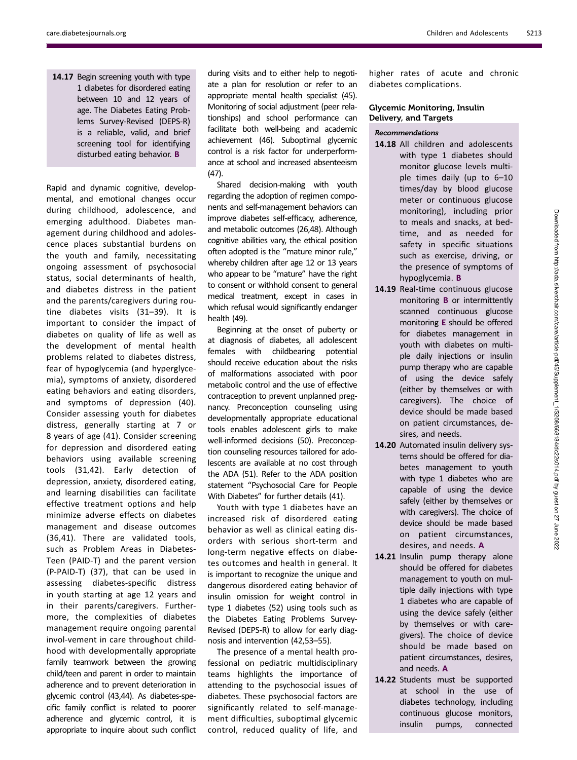**14.17** Begin screening youth with type 1 diabetes for disordered eating between 10 and 12 years of age. The Diabetes Eating Problems Survey-Revised (DEPS-R) is a reliable, valid, and brief screening tool for identifying disturbed eating behavior. **B**

Rapid and dynamic cognitive, developmental, and emotional changes occur during childhood, adolescence, and emerging adulthood. Diabetes management during childhood and adolescence places substantial burdens on the youth and family, necessitating ongoing assessment of psychosocial status, social determinants of health, and diabetes distress in the patient and the parents/caregivers during routine diabetes visits (31–39). It is important to consider the impact of diabetes on quality of life as well as the development of mental health problems related to diabetes distress, fear of hypoglycemia (and hyperglycemia), symptoms of anxiety, disordered eating behaviors and eating disorders, and symptoms of depression (40). Consider assessing youth for diabetes distress, generally starting at 7 or 8 years of age (41). Consider screening for depression and disordered eating behaviors using available screening tools (31,42). Early detection of depression, anxiety, disordered eating, and learning disabilities can facilitate effective treatment options and help minimize adverse effects on diabetes management and disease outcomes (36,41). There are validated tools, such as Problem Areas in Diabetes-Teen (PAID-T) and the parent version (P-PAID-T) (37), that can be used in assessing diabetes-specific distress in youth starting at age 12 years and in their parents/caregivers. Furthermore, the complexities of diabetes management require ongoing parental involvement in care throughout childhood with developmentally appropriate family teamwork between the growing child/teen and parent in order to maintain adherence and to prevent deterioration in glycemic control (43,44). As diabetes-specific family conflict is related to poorer adherence and glycemic control, it is appropriate to inquire about such conflict during visits and to either help to negotiate a plan for resolution or refer to an appropriate mental health specialist (45). Monitoring of social adjustment (peer relationships) and school performance can facilitate both well-being and academic achievement (46). Suboptimal glycemic control is a risk factor for underperformance at school and increased absenteeism (47).

Shared decision-making with youth regarding the adoption of regimen components and self-management behaviors can improve diabetes self-efficacy, adherence, and metabolic outcomes (26,48). Although cognitive abilities vary, the ethical position often adopted is the "mature minor rule," whereby children after age 12 or 13 years who appear to be "mature" have the right to consent or withhold consent to general medical treatment, except in cases in which refusal would significantly endanger health (49).

Beginning at the onset of puberty or at diagnosis of diabetes, all adolescent females with childbearing potential should receive education about the risks of malformations associated with poor metabolic control and the use of effective contraception to prevent unplanned pregnancy. Preconception counseling using developmentally appropriate educational tools enables adolescent girls to make well-informed decisions (50). Preconception counseling resources tailored for adolescents are available at no cost through the ADA (51). Refer to the ADA position statement "Psychosocial Care for People With Diabetes" for further details (41).

Youth with type 1 diabetes have an increased risk of disordered eating behavior as well as clinical eating disorders with serious short-term and long-term negative effects on diabetes outcomes and health in general. It is important to recognize the unique and dangerous disordered eating behavior of insulin omission for weight control in type 1 diabetes (52) using tools such as the Diabetes Eating Problems Survey-Revised (DEPS-R) to allow for early diagnosis and intervention (42,53–55).

The presence of a mental health professional on pediatric multidisciplinary teams highlights the importance of attending to the psychosocial issues of diabetes. These psychosocial factors are significantly related to self-management difficulties, suboptimal glycemic control, reduced quality of life, and higher rates of acute and chronic diabetes complications.

### Glycemic Monitoring, Insulin Delivery, and Targets

#### *Recommendations*

**14.18** All children and adolescents with type 1 diabetes should monitor glucose levels multiple times daily (up to 6–10 times/day by blood glucose meter or continuous glucose monitoring), including prior to meals and snacks, at bedtime, and as needed for safety in specific situations such as exercise, driving, or the presence of symptoms of hypoglycemia. **B**

**14.19** Real-time continuous glucose monitoring **B** or intermittently scanned continuous glucose monitoring **E** should be offered for diabetes management in youth with diabetes on multiple daily injections or insulin pump therapy who are capable of using the device safely (either by themselves or with caregivers). The choice of device should be made based on patient circumstances, desires, and needs.

**14.20** Automated insulin delivery systems should be offered for diabetes management to youth with type 1 diabetes who are capable of using the device safely (either by themselves or with caregivers). The choice of device should be made based on patient circumstances, desires, and needs. **A**

**14.21** Insulin pump therapy alone should be offered for diabetes management to youth on multiple daily injections with type 1 diabetes who are capable of using the device safely (either by themselves or with caregivers). The choice of device should be made based on patient circumstances, desires, and needs. **A**

**14.22** Students must be supported at school in the use of diabetes technology, including continuous glucose monitors, insulin pumps, connected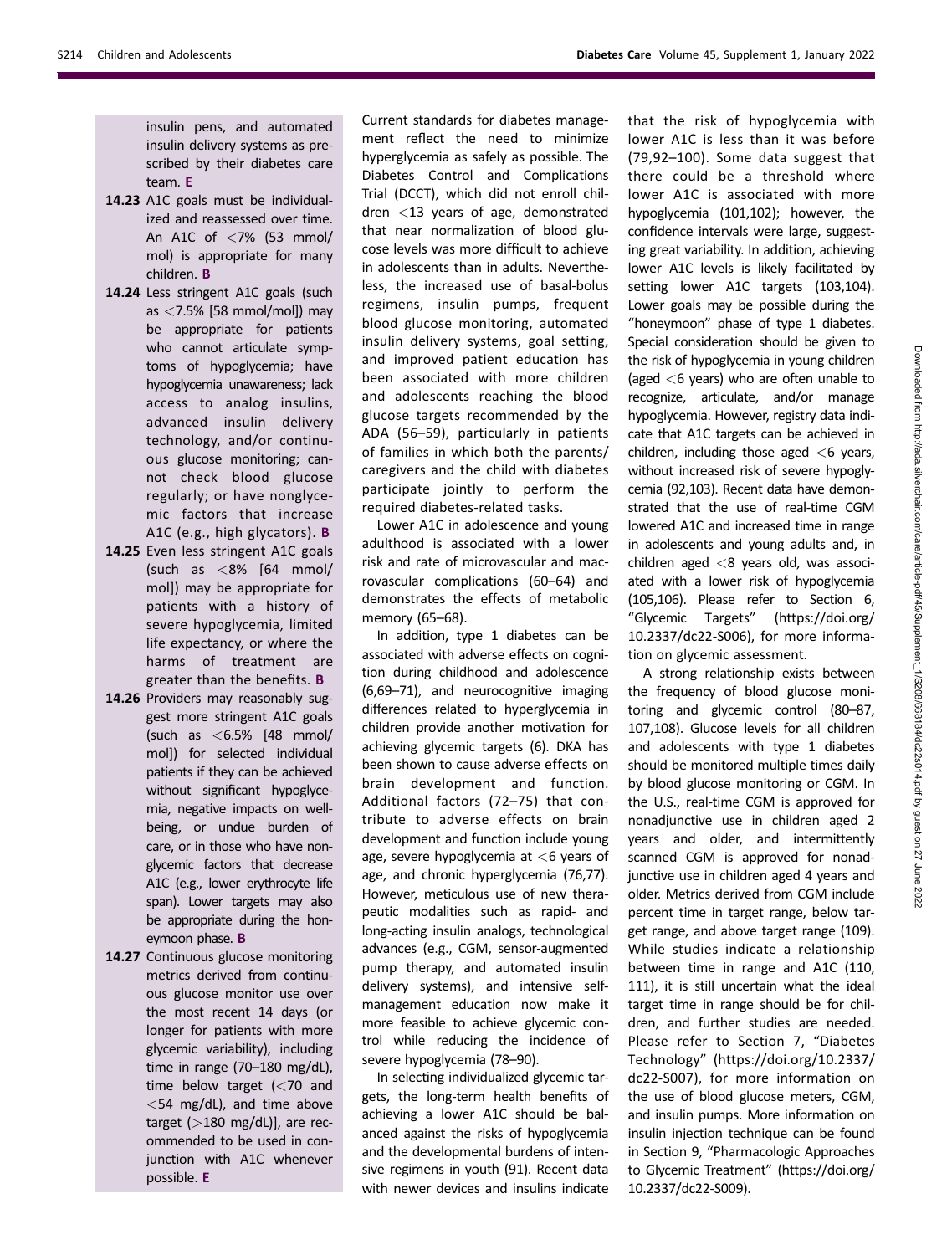insulin pens, and automated insulin delivery systems as prescribed by their diabetes care team. **E**

**14.23** A1C goals must be individualized and reassessed over time. An A1C of <7% (53 mmol/mol) is appropriate for many children. **B**

**14.24** Less stringent A1C goals (such as <7.5% [58 mmol/mol]) may be appropriate for patients who cannot articulate symptoms of hypoglycemia; have hypoglycemia unawareness; lack access to analog insulins, advanced insulin delivery technology, and/or continuous glucose monitoring; cannot check blood glucose regularly; or have nonglycemic factors that increase A1C (e.g., high glycators). **B**

**14.25** Even less stringent A1C goals (such as <8% [64 mmol/mol]) may be appropriate for patients with a history of severe hypoglycemia, limited life expectancy, or where the harms of treatment are greater than the benefits. **B**

**14.26** Providers may reasonably suggest more stringent A1C goals (such as <6.5% [48 mmol/mol]) for selected individual patients if they can be achieved without significant hypoglycemia, negative impacts on well-being, or undue burden of care, or in those who have nonglycemic factors that decrease A1C (e.g., lower erythrocyte life span). Lower targets may also be appropriate during the honeymoon phase. **B**

**14.27** Continuous glucose monitoring metrics derived from continuous glucose monitor use over the most recent 14 days (or longer for patients with more glycemic variability), including time in range (70–180 mg/dL), time below target (<70 and <54 mg/dL), and time above target (>180 mg/dL)], are recommended to be used in conjunction with A1C whenever possible. **E**

Current standards for diabetes management reflect the need to minimize hyperglycemia as safely as possible. The Diabetes Control and Complications Trial (DCCT), which did not enroll children <13 years of age, demonstrated that near normalization of blood glucose levels was more difficult to achieve in adolescents than in adults. Nevertheless, the increased use of basal-bolus regimens, insulin pumps, frequent blood glucose monitoring, automated insulin delivery systems, goal setting, and improved patient education has been associated with more children and adolescents reaching the blood glucose targets recommended by the ADA (56–59), particularly in patients of families in which both the parents/caregivers and the child with diabetes participate jointly to perform the required diabetes-related tasks.

Lower A1C in adolescence and young adulthood is associated with a lower risk and rate of microvascular and macrovascular complications (60–64) and demonstrates the effects of metabolic memory (65–68).

In addition, type 1 diabetes can be associated with adverse effects on cognition during childhood and adolescence (6,69–71), and neurocognitive imaging differences related to hyperglycemia in children provide another motivation for achieving glycemic targets (6). DKA has been shown to cause adverse effects on brain development and function. Additional factors (72–75) that contribute to adverse effects on brain development and function include young age, severe hypoglycemia at <6 years of age, and chronic hyperglycemia (76,77). However, meticulous use of new therapeutic modalities such as rapid- and long-acting insulin analogs, technological advances (e.g., CGM, sensor-augmented pump therapy, and automated insulin delivery systems), and intensive self-management education now make it more feasible to achieve glycemic control while reducing the incidence of severe hypoglycemia (78–90).

In selecting individualized glycemic targets, the long-term health benefits of achieving a lower A1C should be balanced against the risks of hypoglycemia and the developmental burdens of intensive regimens in youth (91). Recent data with newer devices and insulins indicate that the risk of hypoglycemia with lower A1C is less than it was before (79,92–100). Some data suggest that there could be a threshold where lower A1C is associated with more hypoglycemia (101,102); however, the confidence intervals were large, suggesting great variability. In addition, achieving lower A1C levels is likely facilitated by setting lower A1C targets (103,104). Lower goals may be possible during the "honeymoon" phase of type 1 diabetes. Special consideration should be given to the risk of hypoglycemia in young children (aged <6 years) who are often unable to recognize, articulate, and/or manage hypoglycemia. However, registry data indicate that A1C targets can be achieved in children, including those aged <6 years, without increased risk of severe hypoglycemia (92,103). Recent data have demonstrated that the use of real-time CGM lowered A1C and increased time in range in adolescents and young adults and, in children aged <8 years old, was associated with a lower risk of hypoglycemia (105,106). Please refer to Section 6, "Glycemic Targets" (https://doi.org/10.2337/dc22-S006), for more information on glycemic assessment.

A strong relationship exists between the frequency of blood glucose monitoring and glycemic control (80–87, 107,108). Glucose levels for all children and adolescents with type 1 diabetes should be monitored multiple times daily by blood glucose monitoring or CGM. In the U.S., real-time CGM is approved for nonadjunctive use in children aged 2 years and older, and intermittently scanned CGM is approved for nonadjunctive use in children aged 4 years and older. Metrics derived from CGM include percent time in target range, below target range, and above target range (109). While studies indicate a relationship between time in range and A1C (110, 111), it is still uncertain what the ideal target time in range should be for children, and further studies are needed. Please refer to Section 7, "Diabetes Technology" (https://doi.org/10.2337/dc22-S007), for more information on the use of blood glucose meters, CGM, and insulin pumps. More information on insulin injection technique can be found in Section 9, "Pharmacologic Approaches to Glycemic Treatment" (https://doi.org/10.2337/dc22-S009).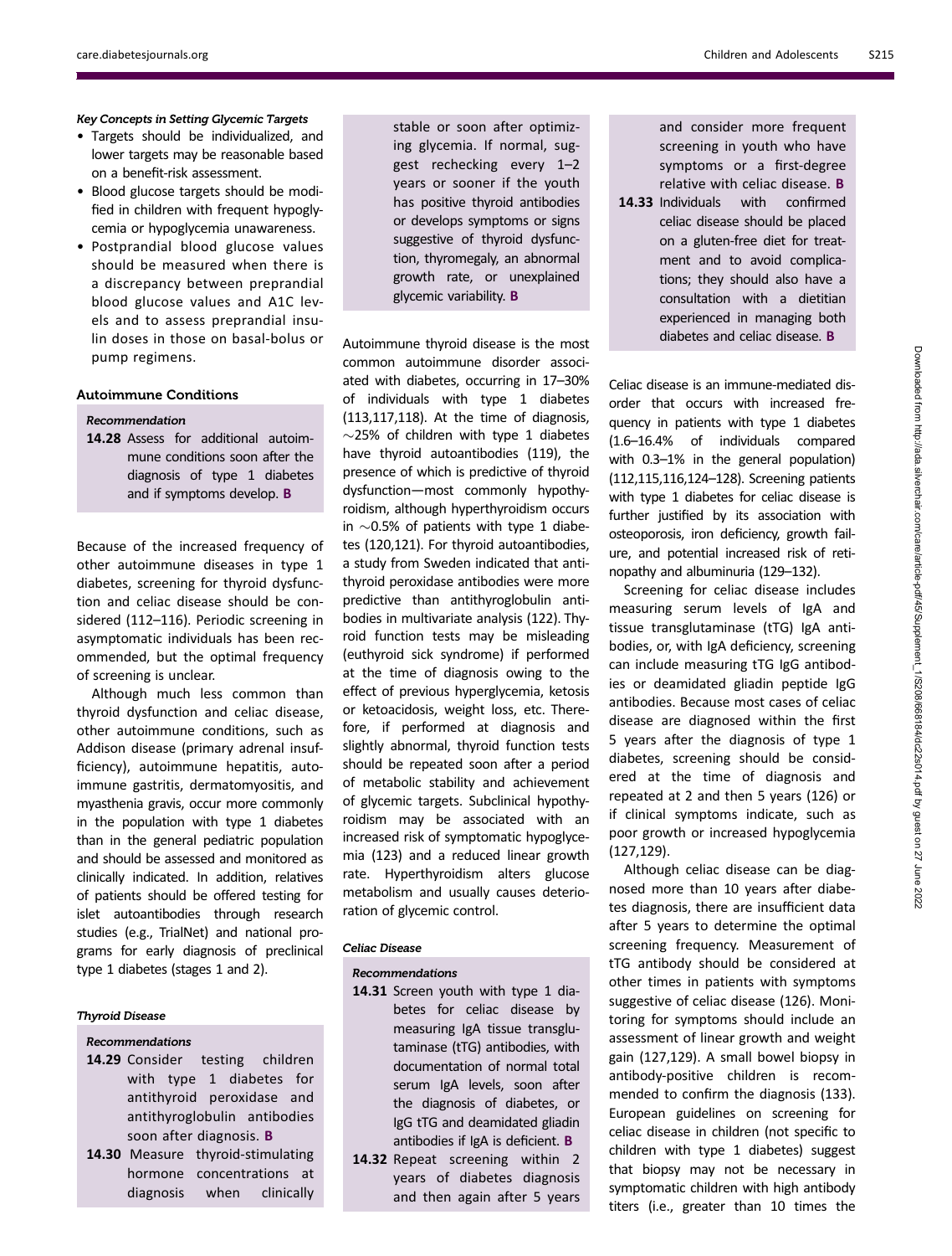#### *Key Concepts in Setting Glycemic Targets*

- Targets should be individualized, and lower targets may be reasonable based on a benefit-risk assessment.
- Blood glucose targets should be modified in children with frequent hypoglycemia or hypoglycemia unawareness.
- Postprandial blood glucose values should be measured when there is a discrepancy between preprandial blood glucose values and A1C levels and to assess preprandial insulin doses in those on basal-bolus or pump regimens.

### Autoimmune Conditions

#### *Recommendation*

**14.28** Assess for additional autoimmune conditions soon after the diagnosis of type 1 diabetes and if symptoms develop. **B**

Because of the increased frequency of other autoimmune diseases in type 1 diabetes, screening for thyroid dysfunction and celiac disease should be considered (112–116). Periodic screening in asymptomatic individuals has been recommended, but the optimal frequency of screening is unclear.

Although much less common than thyroid dysfunction and celiac disease, other autoimmune conditions, such as Addison disease (primary adrenal insufficiency), autoimmune hepatitis, autoimmune gastritis, dermatomyositis, and myasthenia gravis, occur more commonly in the population with type 1 diabetes than in the general pediatric population and should be assessed and monitored as clinically indicated. In addition, relatives of patients should be offered testing for islet autoantibodies through research studies (e.g., TrialNet) and national programs for early diagnosis of preclinical type 1 diabetes (stages 1 and 2).

#### *Thyroid Disease*

#### *Recommendations*

**14.29** Consider testing children with type 1 diabetes for antithyroid peroxidase and antithyroglobulin antibodies soon after diagnosis. **B**

**14.30** Measure thyroid-stimulating hormone concentrations at diagnosis when clinically stable or soon after optimizing glycemia. If normal, suggest rechecking every 1–2 years or sooner if the youth has positive thyroid antibodies or develops symptoms or signs suggestive of thyroid dysfunction, thyromegaly, an abnormal growth rate, or unexplained glycemic variability. **B**

Autoimmune thyroid disease is the most common autoimmune disorder associated with diabetes, occurring in 17–30% of individuals with type 1 diabetes (113,117,118). At the time of diagnosis, ~25% of children with type 1 diabetes have thyroid autoantibodies (119), the presence of which is predictive of thyroid dysfunction—most commonly hypothyroidism, although hyperthyroidism occurs in ~0.5% of patients with type 1 diabetes (120,121). For thyroid autoantibodies, a study from Sweden indicated that antithyroid peroxidase antibodies were more predictive than antithyroglobulin antibodies in multivariate analysis (122). Thyroid function tests may be misleading (euthyroid sick syndrome) if performed at the time of diagnosis owing to the effect of previous hyperglycemia, ketosis or ketoacidosis, weight loss, etc. Therefore, if performed at diagnosis and slightly abnormal, thyroid function tests should be repeated soon after a period of metabolic stability and achievement of glycemic targets. Subclinical hypothyroidism may be associated with an increased risk of symptomatic hypoglycemia (123) and a reduced linear growth rate. Hyperthyroidism alters glucose metabolism and usually causes deterioration of glycemic control.

#### *Celiac Disease*

#### *Recommendations*

**14.31** Screen youth with type 1 diabetes for celiac disease by measuring IgA tissue transglutaminase (tTG) antibodies, with documentation of normal total serum IgA levels, soon after the diagnosis of diabetes, or IgG tTG and deamidated gliadin antibodies if IgA is deficient. **B**

**14.32** Repeat screening within 2 years of diabetes diagnosis and then again after 5 years and consider more frequent screening in youth who have symptoms or a first-degree relative with celiac disease. **B**

**14.33** Individuals with confirmed celiac disease should be placed on a gluten-free diet for treatment and to avoid complications; they should also have a consultation with a dietitian experienced in managing both diabetes and celiac disease. **B**

Celiac disease is an immune-mediated disorder that occurs with increased frequency in patients with type 1 diabetes (1.6–16.4% of individuals compared with 0.3–1% in the general population) (112,115,116,124–128). Screening patients with type 1 diabetes for celiac disease is further justified by its association with osteoporosis, iron deficiency, growth failure, and potential increased risk of retinopathy and albuminuria (129–132).

Screening for celiac disease includes measuring serum levels of IgA and tissue transglutaminase (tTG) IgA antibodies, or, with IgA deficiency, screening can include measuring tTG IgG antibodies or deamidated gliadin peptide IgG antibodies. Because most cases of celiac disease are diagnosed within the first 5 years after the diagnosis of type 1 diabetes, screening should be considered at the time of diagnosis and repeated at 2 and then 5 years (126) or if clinical symptoms indicate, such as poor growth or increased hypoglycemia (127,129).

Although celiac disease can be diagnosed more than 10 years after diabetes diagnosis, there are insufficient data after 5 years to determine the optimal screening frequency. Measurement of tTG antibody should be considered at other times in patients with symptoms suggestive of celiac disease (126). Monitoring for symptoms should include an assessment of linear growth and weight gain (127,129). A small bowel biopsy in antibody-positive children is recommended to confirm the diagnosis (133). European guidelines on screening for celiac disease in children (not specific to children with type 1 diabetes) suggest that biopsy may not be necessary in symptomatic children with high antibody titers (i.e., greater than 10 times the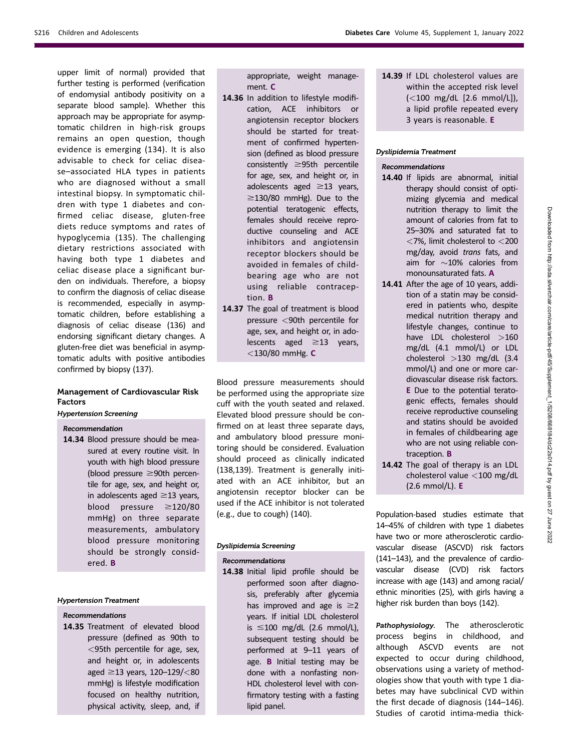upper limit of normal) provided that further testing is performed (verification of endomysial antibody positivity on a separate blood sample). Whether this approach may be appropriate for asymptomatic children in high-risk groups remains an open question, though evidence is emerging (134). It is also advisable to check for celiac disease–associated HLA types in patients who are diagnosed without a small intestinal biopsy. In symptomatic children with type 1 diabetes and confirmed celiac disease, gluten-free diets reduce symptoms and rates of hypoglycemia (135). The challenging dietary restrictions associated with having both type 1 diabetes and celiac disease place a significant burden on individuals. Therefore, a biopsy to confirm the diagnosis of celiac disease is recommended, especially in asymptomatic children, before establishing a diagnosis of celiac disease (136) and endorsing significant dietary changes. A gluten-free diet was beneficial in asymptomatic adults with positive antibodies confirmed by biopsy (137).

## Management of Cardiovascular Risk Factors

### *Hypertension Screening*

*Recommendation*

**14.34** Blood pressure should be measured at every routine visit. In youth with high blood pressure (blood pressure ≥90th percentile for age, sex, and height or, in adolescents aged ≥13 years, blood pressure ≥120/80 mmHg) on three separate measurements, ambulatory blood pressure monitoring should be strongly considered. **B**

### *Hypertension Treatment*

*Recommendations*

**14.35** Treatment of elevated blood pressure (defined as 90th to <95th percentile for age, sex, and height or, in adolescents aged ≥13 years, 120–129/<80 mmHg) is lifestyle modification focused on healthy nutrition, physical activity, sleep, and, if appropriate, weight management. **C**

**14.36** In addition to lifestyle modification, ACE inhibitors or angiotensin receptor blockers should be started for treatment of confirmed hypertension (defined as blood pressure consistently ≥95th percentile for age, sex, and height or, in adolescents aged ≥13 years, ≥130/80 mmHg). Due to the potential teratogenic effects, females should receive reproductive counseling and ACE inhibitors and angiotensin receptor blockers should be avoided in females of childbearing age who are not using reliable contraception. **B**

**14.37** The goal of treatment is blood pressure <90th percentile for age, sex, and height or, in adolescents aged ≥13 years, <130/80 mmHg. **C**

Blood pressure measurements should be performed using the appropriate size cuff with the youth seated and relaxed. Elevated blood pressure should be confirmed on at least three separate days, and ambulatory blood pressure monitoring should be considered. Evaluation should proceed as clinically indicated (138,139). Treatment is generally initiated with an ACE inhibitor, but an angiotensin receptor blocker can be used if the ACE inhibitor is not tolerated (e.g., due to cough) (140).

### *Dyslipidemia Screening*

*Recommendations*

**14.38** Initial lipid profile should be performed soon after diagnosis, preferably after glycemia has improved and age is ≥2 years. If initial LDL cholesterol is ≤100 mg/dL (2.6 mmol/L), subsequent testing should be performed at 9–11 years of age. **B** Initial testing may be done with a nonfasting non-HDL cholesterol level with confirmatory testing with a fasting lipid panel.

**14.39** If LDL cholesterol values are within the accepted risk level (<100 mg/dL [2.6 mmol/L]), a lipid profile repeated every 3 years is reasonable. **E**

### *Dyslipidemia Treatment*

*Recommendations*

**14.40** If lipids are abnormal, initial therapy should consist of optimizing glycemia and medical nutrition therapy to limit the amount of calories from fat to 25–30% and saturated fat to <7%, limit cholesterol to <200 mg/day, avoid *trans* fats, and aim for ~10% calories from monounsaturated fats. **A**

**14.41** After the age of 10 years, addition of a statin may be considered in patients who, despite medical nutrition therapy and lifestyle changes, continue to have LDL cholesterol >160 mg/dL (4.1 mmol/L) or LDL cholesterol >130 mg/dL (3.4 mmol/L) and one or more cardiovascular disease risk factors. **E** Due to the potential teratogenic effects, females should receive reproductive counseling and statins should be avoided in females of childbearing age who are not using reliable contraception. **B**

**14.42** The goal of therapy is an LDL cholesterol value <100 mg/dL (2.6 mmol/L). **E**

Population-based studies estimate that 14–45% of children with type 1 diabetes have two or more atherosclerotic cardiovascular disease (ASCVD) risk factors (141–143), and the prevalence of cardiovascular disease (CVD) risk factors increase with age (143) and among racial/ethnic minorities (25), with girls having a higher risk burden than boys (142).

***Pathophysiology.*** The atherosclerotic process begins in childhood, and although ASCVD events are not expected to occur during childhood, observations using a variety of methodologies show that youth with type 1 diabetes may have subclinical CVD within the first decade of diagnosis (144–146). Studies of carotid intima-media thick-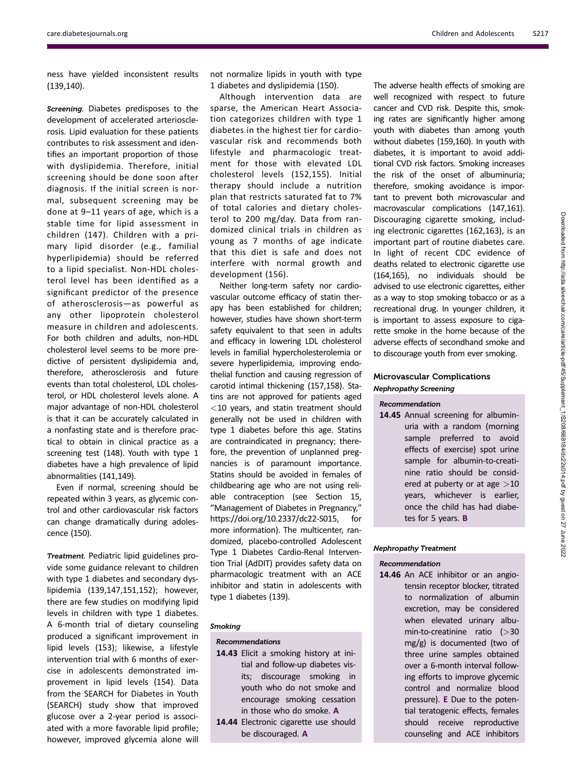ness have yielded inconsistent results (139,140).

***Screening.*** Diabetes predisposes to the development of accelerated arteriosclerosis. Lipid evaluation for these patients contributes to risk assessment and identifies an important proportion of those with dyslipidemia. Therefore, initial screening should be done soon after diagnosis. If the initial screen is normal, subsequent screening may be done at 9–11 years of age, which is a stable time for lipid assessment in children (147). Children with a primary lipid disorder (e.g., familial hyperlipidemia) should be referred to a lipid specialist. Non-HDL cholesterol level has been identified as a significant predictor of the presence of atherosclerosis—as powerful as any other lipoprotein cholesterol measure in children and adolescents. For both children and adults, non-HDL cholesterol level seems to be more predictive of persistent dyslipidemia and, therefore, atherosclerosis and future events than total cholesterol, LDL cholesterol, or HDL cholesterol levels alone. A major advantage of non-HDL cholesterol is that it can be accurately calculated in a nonfasting state and is therefore practical to obtain in clinical practice as a screening test (148). Youth with type 1 diabetes have a high prevalence of lipid abnormalities (141,149).

Even if normal, screening should be repeated within 3 years, as glycemic control and other cardiovascular risk factors can change dramatically during adolescence (150).

***Treatment.*** Pediatric lipid guidelines provide some guidance relevant to children with type 1 diabetes and secondary dyslipidemia (139,147,151,152); however, there are few studies on modifying lipid levels in children with type 1 diabetes. A 6-month trial of dietary counseling produced a significant improvement in lipid levels (153); likewise, a lifestyle intervention trial with 6 months of exercise in adolescents demonstrated improvement in lipid levels (154). Data from the SEARCH for Diabetes in Youth (SEARCH) study show that improved glucose over a 2-year period is associated with a more favorable lipid profile; however, improved glycemia alone will not normalize lipids in youth with type 1 diabetes and dyslipidemia (150).

Although intervention data are sparse, the American Heart Association categorizes children with type 1 diabetes in the highest tier for cardiovascular risk and recommends both lifestyle and pharmacologic treatment for those with elevated LDL cholesterol levels (152,155). Initial therapy should include a nutrition plan that restricts saturated fat to 7% of total calories and dietary cholesterol to 200 mg/day. Data from randomized clinical trials in children as young as 7 months of age indicate that this diet is safe and does not interfere with normal growth and development (156).

Neither long-term safety nor cardiovascular outcome efficacy of statin therapy has been established for children; however, studies have shown short-term safety equivalent to that seen in adults and efficacy in lowering LDL cholesterol levels in familial hypercholesterolemia or severe hyperlipidemia, improving endothelial function and causing regression of carotid intimal thickening (157,158). Statins are not approved for patients aged <10 years, and statin treatment should generally not be used in children with type 1 diabetes before this age. Statins are contraindicated in pregnancy; therefore, the prevention of unplanned pregnancies is of paramount importance. Statins should be avoided in females of childbearing age who are not using reliable contraception (see Section 15, "Management of Diabetes in Pregnancy," https://doi.org/10.2337/dc22-S015, for more information). The multicenter, randomized, placebo-controlled Adolescent Type 1 Diabetes Cardio-Renal Intervention Trial (AdDIT) provides safety data on pharmacologic treatment with an ACE inhibitor and statin in adolescents with type 1 diabetes (139).

#### *Smoking*

***Recommendations***

**14.43** Elicit a smoking history at initial and follow-up diabetes visits; discourage smoking in youth who do not smoke and encourage smoking cessation in those who do smoke. **A**

**14.44** Electronic cigarette use should be discouraged. **A**

The adverse health effects of smoking are well recognized with respect to future cancer and CVD risk. Despite this, smoking rates are significantly higher among youth with diabetes than among youth without diabetes (159,160). In youth with diabetes, it is important to avoid additional CVD risk factors. Smoking increases the risk of the onset of albuminuria; therefore, smoking avoidance is important to prevent both microvascular and macrovascular complications (147,161). Discouraging cigarette smoking, including electronic cigarettes (162,163), is an important part of routine diabetes care. In light of recent CDC evidence of deaths related to electronic cigarette use (164,165), no individuals should be advised to use electronic cigarettes, either as a way to stop smoking tobacco or as a recreational drug. In younger children, it is important to assess exposure to cigarette smoke in the home because of the adverse effects of secondhand smoke and to discourage youth from ever smoking.

### Microvascular Complications

#### *Nephropathy Screening*

***Recommendation***

**14.45** Annual screening for albuminuria with a random (morning sample preferred to avoid effects of exercise) spot urine sample for albumin-to-creatinine ratio should be considered at puberty or at age >10 years, whichever is earlier, once the child has had diabetes for 5 years. **B**

#### *Nephropathy Treatment*

***Recommendation***

**14.46** An ACE inhibitor or an angiotensin receptor blocker, titrated to normalization of albumin excretion, may be considered when elevated urinary albumin-to-creatinine ratio (>30 mg/g) is documented (two of three urine samples obtained over a 6-month interval following efforts to improve glycemic control and normalize blood pressure). **E** Due to the potential teratogenic effects, females should receive reproductive counseling and ACE inhibitors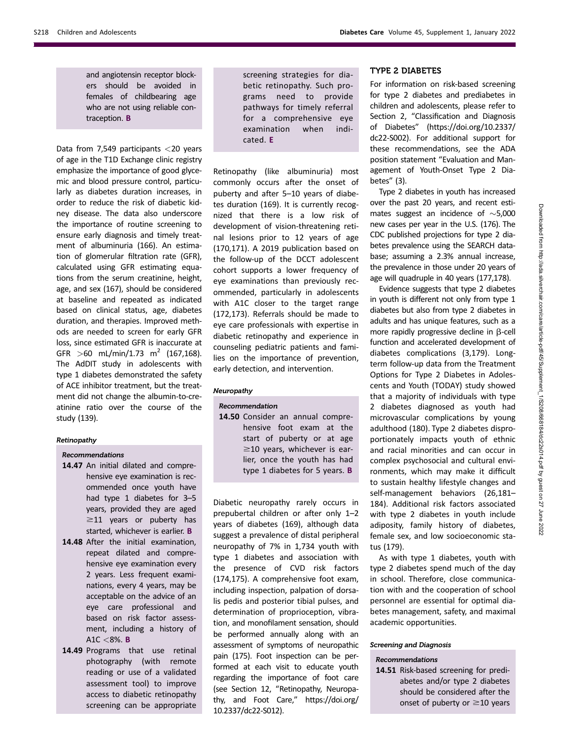and angiotensin receptor blockers should be avoided in females of childbearing age who are not using reliable contraception. **B**

Data from 7,549 participants <20 years of age in the T1D Exchange clinic registry emphasize the importance of good glycemic and blood pressure control, particularly as diabetes duration increases, in order to reduce the risk of diabetic kidney disease. The data also underscore the importance of routine screening to ensure early diagnosis and timely treatment of albuminuria (166). An estimation of glomerular filtration rate (GFR), calculated using GFR estimating equations from the serum creatinine, height, age, and sex (167), should be considered at baseline and repeated as indicated based on clinical status, age, diabetes duration, and therapies. Improved methods are needed to screen for early GFR loss, since estimated GFR is inaccurate at GFR >60 mL/min/1.73 $m^2$ (167,168). The AdDIT study in adolescents with type 1 diabetes demonstrated the safety of ACE inhibitor treatment, but the treatment did not change the albumin-to-creatinine ratio over the course of the study (139).

#### *Retinopathy*

*Recommendations*

**14.47** An initial dilated and comprehensive eye examination is recommended once youth have had type 1 diabetes for 3–5 years, provided they are aged ≥11 years or puberty has started, whichever is earlier. **B**

**14.48** After the initial examination, repeat dilated and comprehensive eye examination every 2 years. Less frequent examinations, every 4 years, may be acceptable on the advice of an eye care professional and based on risk factor assessment, including a history of A1C <8%. **B**

**14.49** Programs that use retinal photography (with remote reading or use of a validated assessment tool) to improve access to diabetic retinopathy screening can be appropriate screening strategies for diabetic retinopathy. Such programs need to provide pathways for timely referral for a comprehensive eye examination when indicated. **E**

Retinopathy (like albuminuria) most commonly occurs after the onset of puberty and after 5–10 years of diabetes duration (169). It is currently recognized that there is a low risk of development of vision-threatening retinal lesions prior to 12 years of age (170,171). A 2019 publication based on the follow-up of the DCCT adolescent cohort supports a lower frequency of eye examinations than previously recommended, particularly in adolescents with A1C closer to the target range (172,173). Referrals should be made to eye care professionals with expertise in diabetic retinopathy and experience in counseling pediatric patients and families on the importance of prevention, early detection, and intervention.

#### *Neuropathy*

*Recommendation*

**14.50** Consider an annual comprehensive foot exam at the start of puberty or at age ≥10 years, whichever is earlier, once the youth has had type 1 diabetes for 5 years. **B**

Diabetic neuropathy rarely occurs in prepubertal children or after only 1–2 years of diabetes (169), although data suggest a prevalence of distal peripheral neuropathy of 7% in 1,734 youth with type 1 diabetes and association with the presence of CVD risk factors (174,175). A comprehensive foot exam, including inspection, palpation of dorsalis pedis and posterior tibial pulses, and determination of proprioception, vibration, and monofilament sensation, should be performed annually along with an assessment of symptoms of neuropathic pain (175). Foot inspection can be performed at each visit to educate youth regarding the importance of foot care (see Section 12, "Retinopathy, Neuropathy, and Foot Care," https://doi.org/10.2337/dc22-S012).

## TYPE 2 DIABETES

For information on risk-based screening for type 2 diabetes and prediabetes in children and adolescents, please refer to Section 2, "Classification and Diagnosis of Diabetes" (https://doi.org/10.2337/dc22-S002). For additional support for these recommendations, see the ADA position statement "Evaluation and Management of Youth-Onset Type 2 Diabetes" (3).

Type 2 diabetes in youth has increased over the past 20 years, and recent estimates suggest an incidence of ~5,000 new cases per year in the U.S. (176). The CDC published projections for type 2 diabetes prevalence using the SEARCH database; assuming a 2.3% annual increase, the prevalence in those under 20 years of age will quadruple in 40 years (177,178).

Evidence suggests that type 2 diabetes in youth is different not only from type 1 diabetes but also from type 2 diabetes in adults and has unique features, such as a more rapidly progressive decline in β-cell function and accelerated development of diabetes complications (3,179). Long-term follow-up data from the Treatment Options for Type 2 Diabetes in Adolescents and Youth (TODAY) study showed that a majority of individuals with type 2 diabetes diagnosed as youth had microvascular complications by young adulthood (180). Type 2 diabetes disproportionately impacts youth of ethnic and racial minorities and can occur in complex psychosocial and cultural environments, which may make it difficult to sustain healthy lifestyle changes and self-management behaviors (26,181–184). Additional risk factors associated with type 2 diabetes in youth include adiposity, family history of diabetes, female sex, and low socioeconomic status (179).

As with type 1 diabetes, youth with type 2 diabetes spend much of the day in school. Therefore, close communication with and the cooperation of school personnel are essential for optimal diabetes management, safety, and maximal academic opportunities.

#### *Screening and Diagnosis*

*Recommendations*

**14.51** Risk-based screening for prediabetes and/or type 2 diabetes should be considered after the onset of puberty or ≥10 years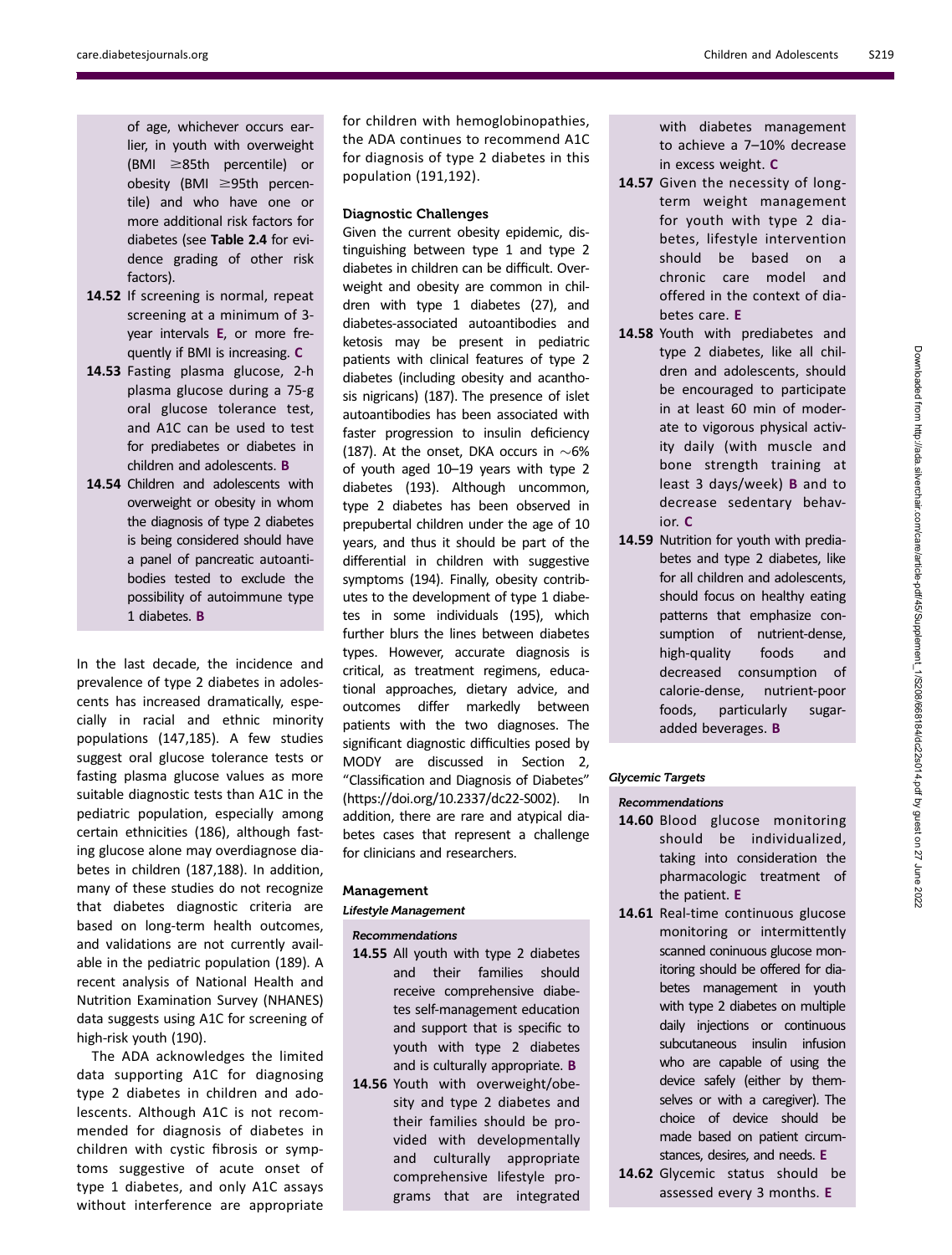of age, whichever occurs earlier, in youth with overweight (BMI ≥85th percentile) or obesity (BMI ≥95th percentile) and who have one or more additional risk factors for diabetes (see **Table 2.4** for evidence grading of other risk factors).

**14.52** If screening is normal, repeat screening at a minimum of 3-year intervals **E**, or more frequently if BMI is increasing. **C**

**14.53** Fasting plasma glucose, 2-h plasma glucose during a 75-g oral glucose tolerance test, and A1C can be used to test for prediabetes or diabetes in children and adolescents. **B**

**14.54** Children and adolescents with overweight or obesity in whom the diagnosis of type 2 diabetes is being considered should have a panel of pancreatic autoantibodies tested to exclude the possibility of autoimmune type 1 diabetes. **B**

In the last decade, the incidence and prevalence of type 2 diabetes in adolescents has increased dramatically, especially in racial and ethnic minority populations (147,185). A few studies suggest oral glucose tolerance tests or fasting plasma glucose values as more suitable diagnostic tests than A1C in the pediatric population, especially among certain ethnicities (186), although fasting glucose alone may overdiagnose diabetes in children (187,188). In addition, many of these studies do not recognize that diabetes diagnostic criteria are based on long-term health outcomes, and validations are not currently available in the pediatric population (189). A recent analysis of National Health and Nutrition Examination Survey (NHANES) data suggests using A1C for screening of high-risk youth (190).

The ADA acknowledges the limited data supporting A1C for diagnosing type 2 diabetes in children and adolescents. Although A1C is not recommended for diagnosis of diabetes in children with cystic fibrosis or symptoms suggestive of acute onset of type 1 diabetes, and only A1C assays without interference are appropriate for children with hemoglobinopathies, the ADA continues to recommend A1C for diagnosis of type 2 diabetes in this population (191,192).

### Diagnostic Challenges

Given the current obesity epidemic, distinguishing between type 1 and type 2 diabetes in children can be difficult. Overweight and obesity are common in children with type 1 diabetes (27), and diabetes-associated autoantibodies and ketosis may be present in pediatric patients with clinical features of type 2 diabetes (including obesity and acanthosis nigricans) (187). The presence of islet autoantibodies has been associated with faster progression to insulin deficiency (187). At the onset, DKA occurs in ∼6% of youth aged 10–19 years with type 2 diabetes (193). Although uncommon, type 2 diabetes has been observed in prepubertal children under the age of 10 years, and thus it should be part of the differential in children with suggestive symptoms (194). Finally, obesity contributes to the development of type 1 diabetes in some individuals (195), which further blurs the lines between diabetes types. However, accurate diagnosis is critical, as treatment regimens, educational approaches, dietary advice, and outcomes differ markedly between patients with the two diagnoses. The significant diagnostic difficulties posed by MODY are discussed in Section 2, "Classification and Diagnosis of Diabetes" (https://doi.org/10.2337/dc22-S002). In addition, there are rare and atypical diabetes cases that represent a challenge for clinicians and researchers.

### Management

#### *Lifestyle Management*

*Recommendations*

**14.55** All youth with type 2 diabetes and their families should receive comprehensive diabetes self-management education and support that is specific to youth with type 2 diabetes and is culturally appropriate. **B**

**14.56** Youth with overweight/obesity and type 2 diabetes and their families should be provided with developmentally and culturally appropriate comprehensive lifestyle programs that are integrated with diabetes management to achieve a 7–10% decrease in excess weight. **C**

**14.57** Given the necessity of long-term weight management for youth with type 2 diabetes, lifestyle intervention should be based on a chronic care model and offered in the context of diabetes care. **E**

**14.58** Youth with prediabetes and type 2 diabetes, like all children and adolescents, should be encouraged to participate in at least 60 min of moderate to vigorous physical activity daily (with muscle and bone strength training at least 3 days/week) **B** and to decrease sedentary behavior. **C**

**14.59** Nutrition for youth with prediabetes and type 2 diabetes, like for all children and adolescents, should focus on healthy eating patterns that emphasize consumption of nutrient-dense, high-quality foods and decreased consumption of calorie-dense, nutrient-poor foods, particularly sugar-added beverages. **B**

#### *Glycemic Targets*

*Recommendations*

**14.60** Blood glucose monitoring should be individualized, taking into consideration the pharmacologic treatment of the patient. **E**

**14.61** Real-time continuous glucose monitoring or intermittently scanned coninuous glucose monitoring should be offered for diabetes management in youth with type 2 diabetes on multiple daily injections or continuous subcutaneous insulin infusion who are capable of using the device safely (either by themselves or with a caregiver). The choice of device should be made based on patient circumstances, desires, and needs. **E**

**14.62** Glycemic status should be assessed every 3 months. **E**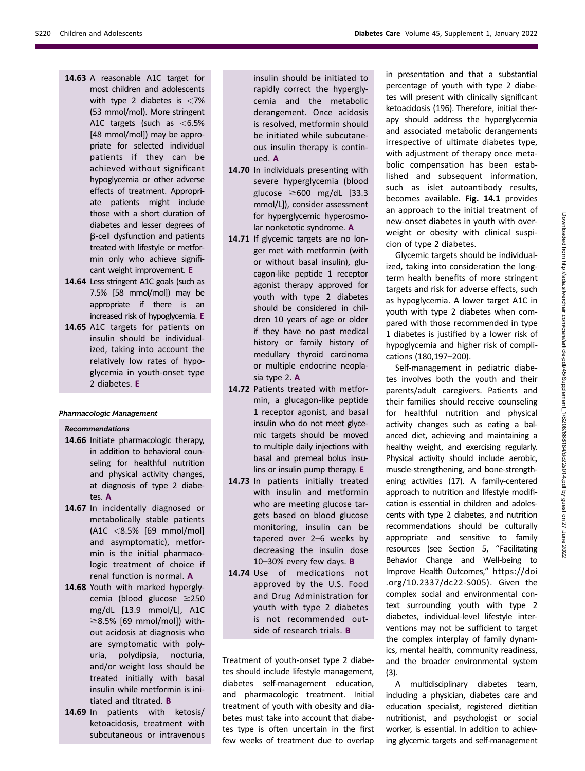**14.63** A reasonable A1C target for most children and adolescents with type 2 diabetes is <7% (53 mmol/mol). More stringent A1C targets (such as <6.5% [48 mmol/mol]) may be appropriate for selected individual patients if they can be achieved without significant hypoglycemia or other adverse effects of treatment. Appropriate patients might include those with a short duration of diabetes and lesser degrees of β-cell dysfunction and patients treated with lifestyle or metformin only who achieve significant weight improvement. **E**

**14.64** Less stringent A1C goals (such as 7.5% [58 mmol/mol]) may be appropriate if there is an increased risk of hypoglycemia. **E**

**14.65** A1C targets for patients on insulin should be individualized, taking into account the relatively low rates of hypoglycemia in youth-onset type 2 diabetes. **E**

#### *Pharmacologic Management*

*Recommendations*

**14.66** Initiate pharmacologic therapy, in addition to behavioral counseling for healthful nutrition and physical activity changes, at diagnosis of type 2 diabetes. **A**

**14.67** In incidentally diagnosed or metabolically stable patients (A1C <8.5% [69 mmol/mol] and asymptomatic), metformin is the initial pharmacologic treatment of choice if renal function is normal. **A**

**14.68** Youth with marked hyperglycemia (blood glucose ≥250 mg/dL [13.9 mmol/L], A1C ≥8.5% [69 mmol/mol]) without acidosis at diagnosis who are symptomatic with polyuria, polydipsia, nocturia, and/or weight loss should be treated initially with basal insulin while metformin is initiated and titrated. **B**

**14.69** In patients with ketosis/ketoacidosis, treatment with subcutaneous or intravenous insulin should be initiated to rapidly correct the hyperglycemia and the metabolic derangement. Once acidosis is resolved, metformin should be initiated while subcutaneous insulin therapy is continued. **A**

**14.70** In individuals presenting with severe hyperglycemia (blood glucose ≥600 mg/dL [33.3 mmol/L]), consider assessment for hyperglycemic hyperosmolar nonketotic syndrome. **A**

**14.71** If glycemic targets are no longer met with metformin (with or without basal insulin), glucagon-like peptide 1 receptor agonist therapy approved for youth with type 2 diabetes should be considered in children 10 years of age or older if they have no past medical history or family history of medullary thyroid carcinoma or multiple endocrine neoplasia type 2. **A**

**14.72** Patients treated with metformin, a glucagon-like peptide 1 receptor agonist, and basal insulin who do not meet glycemic targets should be moved to multiple daily injections with basal and premeal bolus insulins or insulin pump therapy. **E**

**14.73** In patients initially treated with insulin and metformin who are meeting glucose targets based on blood glucose monitoring, insulin can be tapered over 2–6 weeks by decreasing the insulin dose 10–30% every few days. **B**

**14.74** Use of medications not approved by the U.S. Food and Drug Administration for youth with type 2 diabetes is not recommended outside of research trials. **B**

Treatment of youth-onset type 2 diabetes should include lifestyle management, diabetes self-management education, and pharmacologic treatment. Initial treatment of youth with obesity and diabetes must take into account that diabetes type is often uncertain in the first few weeks of treatment due to overlap in presentation and that a substantial percentage of youth with type 2 diabetes will present with clinically significant ketoacidosis (196). Therefore, initial therapy should address the hyperglycemia and associated metabolic derangements irrespective of ultimate diabetes type, with adjustment of therapy once metabolic compensation has been established and subsequent information, such as islet autoantibody results, becomes available. **Fig. 14.1** provides an approach to the initial treatment of new-onset diabetes in youth with overweight or obesity with clinical suspicion of type 2 diabetes.

Glycemic targets should be individualized, taking into consideration the long-term health benefits of more stringent targets and risk for adverse effects, such as hypoglycemia. A lower target A1C in youth with type 2 diabetes when compared with those recommended in type 1 diabetes is justified by a lower risk of hypoglycemia and higher risk of complications (180,197–200).

Self-management in pediatric diabetes involves both the youth and their parents/adult caregivers. Patients and their families should receive counseling for healthful nutrition and physical activity changes such as eating a balanced diet, achieving and maintaining a healthy weight, and exercising regularly. Physical activity should include aerobic, muscle-strengthening, and bone-strengthening activities (17). A family-centered approach to nutrition and lifestyle modification is essential in children and adolescents with type 2 diabetes, and nutrition recommendations should be culturally appropriate and sensitive to family resources (see Section 5, "Facilitating Behavior Change and Well-being to Improve Health Outcomes," https://doi.org/10.2337/dc22-S005). Given the complex social and environmental context surrounding youth with type 2 diabetes, individual-level lifestyle interventions may not be sufficient to target the complex interplay of family dynamics, mental health, community readiness, and the broader environmental system (3).

A multidisciplinary diabetes team, including a physician, diabetes care and education specialist, registered dietitian nutritionist, and psychologist or social worker, is essential. In addition to achieving glycemic targets and self-management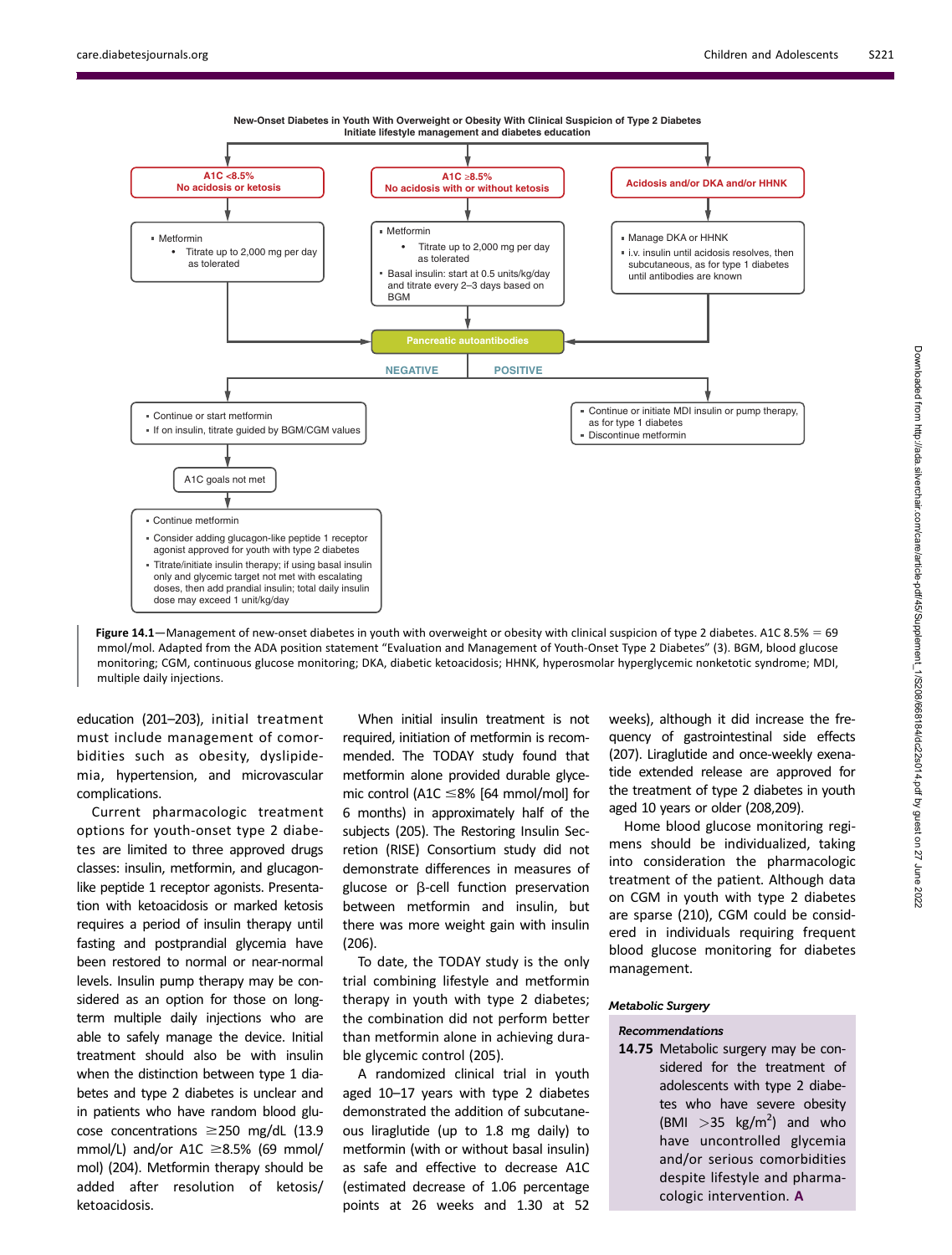New-Onset Diabetes in Youth With Overweight or Obesity With Clinical Suspicion of Type 2 Diabetes
Initiate lifestyle management and diabetes education

**A1C <8.5%**
**No acidosis or ketosis**

- Metformin
  - Titrate up to 2,000 mg per day as tolerated

**A1C ≥8.5%**
**No acidosis with or without ketosis**

- Metformin
  - Titrate up to 2,000 mg per day as tolerated
- Basal insulin: start at 0.5 units/kg/day and titrate every 2–3 days based on BGM

**Acidosis and/or DKA and/or HHNK**

- Manage DKA or HHNK
- i.v. insulin until acidosis resolves, then subcutaneous, as for type 1 diabetes until antibodies are known

**Pancreatic autoantibodies**

NEGATIVE

- Continue or start metformin
- If on insulin, titrate guided by BGM/CGM values

A1C goals not met

- Continue metformin
- Consider adding glucagon-like peptide 1 receptor agonist approved for youth with type 2 diabetes
- Titrate/initiate insulin therapy; if using basal insulin only and glycemic target not met with escalating doses, then add prandial insulin; total daily insulin dose may exceed 1 unit/kg/day

POSITIVE

- Continue or initiate MDI insulin or pump therapy, as for type 1 diabetes
- Discontinue metformin

**Figure 14.1**—Management of new-onset diabetes in youth with overweight or obesity with clinical suspicion of type 2 diabetes. A1C 8.5% = 69 mmol/mol. Adapted from the ADA position statement "Evaluation and Management of Youth-Onset Type 2 Diabetes" (3). BGM, blood glucose monitoring; CGM, continuous glucose monitoring; DKA, diabetic ketoacidosis; HHNK, hyperosmolar hyperglycemic nonketotic syndrome; MDI, multiple daily injections.

education (201–203), initial treatment must include management of comorbidities such as obesity, dyslipidemia, hypertension, and microvascular complications.

Current pharmacologic treatment options for youth-onset type 2 diabetes are limited to three approved drugs classes: insulin, metformin, and glucagon-like peptide 1 receptor agonists. Presentation with ketoacidosis or marked ketosis requires a period of insulin therapy until fasting and postprandial glycemia have been restored to normal or near-normal levels. Insulin pump therapy may be considered as an option for those on long-term multiple daily injections who are able to safely manage the device. Initial treatment should also be with insulin when the distinction between type 1 diabetes and type 2 diabetes is unclear and in patients who have random blood glucose concentrations ≥250 mg/dL (13.9 mmol/L) and/or A1C ≥8.5% (69 mmol/mol) (204). Metformin therapy should be added after resolution of ketosis/ketoacidosis.

When initial insulin treatment is not required, initiation of metformin is recommended. The TODAY study found that metformin alone provided durable glycemic control (A1C ≤8% [64 mmol/mol] for 6 months) in approximately half of the subjects (205). The Restoring Insulin Secretion (RISE) Consortium study did not demonstrate differences in measures of glucose or β-cell function preservation between metformin and insulin, but there was more weight gain with insulin (206).

To date, the TODAY study is the only trial combining lifestyle and metformin therapy in youth with type 2 diabetes; the combination did not perform better than metformin alone in achieving durable glycemic control (205).

A randomized clinical trial in youth aged 10–17 years with type 2 diabetes demonstrated the addition of subcutaneous liraglutide (up to 1.8 mg daily) to metformin (with or without basal insulin) as safe and effective to decrease A1C (estimated decrease of 1.06 percentage points at 26 weeks and 1.30 at 52 weeks), although it did increase the frequency of gastrointestinal side effects (207). Liraglutide and once-weekly exenatide extended release are approved for the treatment of type 2 diabetes in youth aged 10 years or older (208,209).

Home blood glucose monitoring regimens should be individualized, taking into consideration the pharmacologic treatment of the patient. Although data on CGM in youth with type 2 diabetes are sparse (210), CGM could be considered in individuals requiring frequent blood glucose monitoring for diabetes management.

#### *Metabolic Surgery*

***Recommendations***

**14.75** Metabolic surgery may be considered for the treatment of adolescents with type 2 diabetes who have severe obesity (BMI >35 kg/m$^2$) and who have uncontrolled glycemia and/or serious comorbidities despite lifestyle and pharmacologic intervention. **A**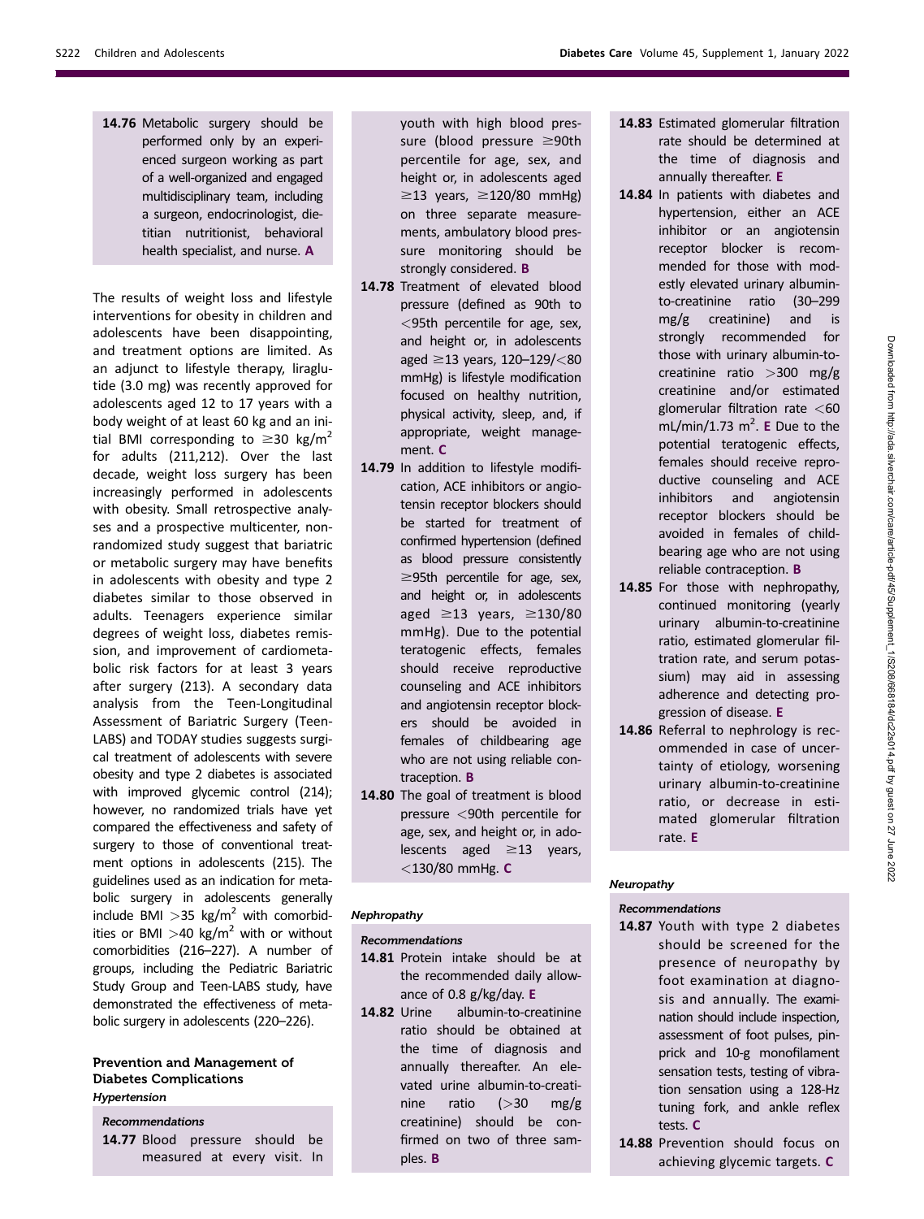**14.76** Metabolic surgery should be performed only by an experienced surgeon working as part of a well-organized and engaged multidisciplinary team, including a surgeon, endocrinologist, dietitian nutritionist, behavioral health specialist, and nurse. **A**

The results of weight loss and lifestyle interventions for obesity in children and adolescents have been disappointing, and treatment options are limited. As an adjunct to lifestyle therapy, liraglutide (3.0 mg) was recently approved for adolescents aged 12 to 17 years with a body weight of at least 60 kg and an initial BMI corresponding to $\geq$30 kg/m$^2$ for adults (211,212). Over the last decade, weight loss surgery has been increasingly performed in adolescents with obesity. Small retrospective analyses and a prospective multicenter, nonrandomized study suggest that bariatric or metabolic surgery may have benefits in adolescents with obesity and type 2 diabetes similar to those observed in adults. Teenagers experience similar degrees of weight loss, diabetes remission, and improvement of cardiometabolic risk factors for at least 3 years after surgery (213). A secondary data analysis from the Teen-Longitudinal Assessment of Bariatric Surgery (Teen-LABS) and TODAY studies suggests surgical treatment of adolescents with severe obesity and type 2 diabetes is associated with improved glycemic control (214); however, no randomized trials have yet compared the effectiveness and safety of surgery to those of conventional treatment options in adolescents (215). The guidelines used as an indication for metabolic surgery in adolescents generally include BMI >35 kg/m$^2$ with comorbidities or BMI >40 kg/m$^2$ with or without comorbidities (216–227). A number of groups, including the Pediatric Bariatric Study Group and Teen-LABS study, have demonstrated the effectiveness of metabolic surgery in adolescents (220–226).

## Prevention and Management of Diabetes Complications

### *Hypertension*

#### *Recommendations*

**14.77** Blood pressure should be measured at every visit. In youth with high blood pressure (blood pressure $\geq$90th percentile for age, sex, and height or, in adolescents aged $\geq$13 years, $\geq$120/80 mmHg) on three separate measurements, ambulatory blood pressure monitoring should be strongly considered. **B**

**14.78** Treatment of elevated blood pressure (defined as 90th to <95th percentile for age, sex, and height or, in adolescents aged $\geq$13 years, 120–129/<80 mmHg) is lifestyle modification focused on healthy nutrition, physical activity, sleep, and, if appropriate, weight management. **C**

**14.79** In addition to lifestyle modification, ACE inhibitors or angiotensin receptor blockers should be started for treatment of confirmed hypertension (defined as blood pressure consistently $\geq$95th percentile for age, sex, and height or, in adolescents aged $\geq$13 years, $\geq$130/80 mmHg). Due to the potential teratogenic effects, females should receive reproductive counseling and ACE inhibitors and angiotensin receptor blockers should be avoided in females of childbearing age who are not using reliable contraception. **B**

**14.80** The goal of treatment is blood pressure <90th percentile for age, sex, and height or, in adolescents aged $\geq$13 years, <130/80 mmHg. **C**

### *Nephropathy*

#### *Recommendations*

**14.81** Protein intake should be at the recommended daily allowance of 0.8 g/kg/day. **E**

**14.82** Urine albumin-to-creatinine ratio should be obtained at the time of diagnosis and annually thereafter. An elevated urine albumin-to-creatinine ratio (>30 mg/g creatinine) should be confirmed on two of three samples. **B**

**14.83** Estimated glomerular filtration rate should be determined at the time of diagnosis and annually thereafter. **E**

**14.84** In patients with diabetes and hypertension, either an ACE inhibitor or an angiotensin receptor blocker is recommended for those with modestly elevated urinary albumin-to-creatinine ratio (30–299 mg/g creatinine) and is strongly recommended for those with urinary albumin-to-creatinine ratio >300 mg/g creatinine and/or estimated glomerular filtration rate <60 mL/min/1.73 m$^2$. **E** Due to the potential teratogenic effects, females should receive reproductive counseling and ACE inhibitors and angiotensin receptor blockers should be avoided in females of childbearing age who are not using reliable contraception. **B**

**14.85** For those with nephropathy, continued monitoring (yearly urinary albumin-to-creatinine ratio, estimated glomerular filtration rate, and serum potassium) may aid in assessing adherence and detecting progression of disease. **E**

**14.86** Referral to nephrology is recommended in case of uncertainty of etiology, worsening urinary albumin-to-creatinine ratio, or decrease in estimated glomerular filtration rate. **E**

### *Neuropathy*

#### *Recommendations*

**14.87** Youth with type 2 diabetes should be screened for the presence of neuropathy by foot examination at diagnosis and annually. The examination should include inspection, assessment of foot pulses, pinprick and 10-g monofilament sensation tests, testing of vibration sensation using a 128-Hz tuning fork, and ankle reflex tests. **C**

**14.88** Prevention should focus on achieving glycemic targets. **C**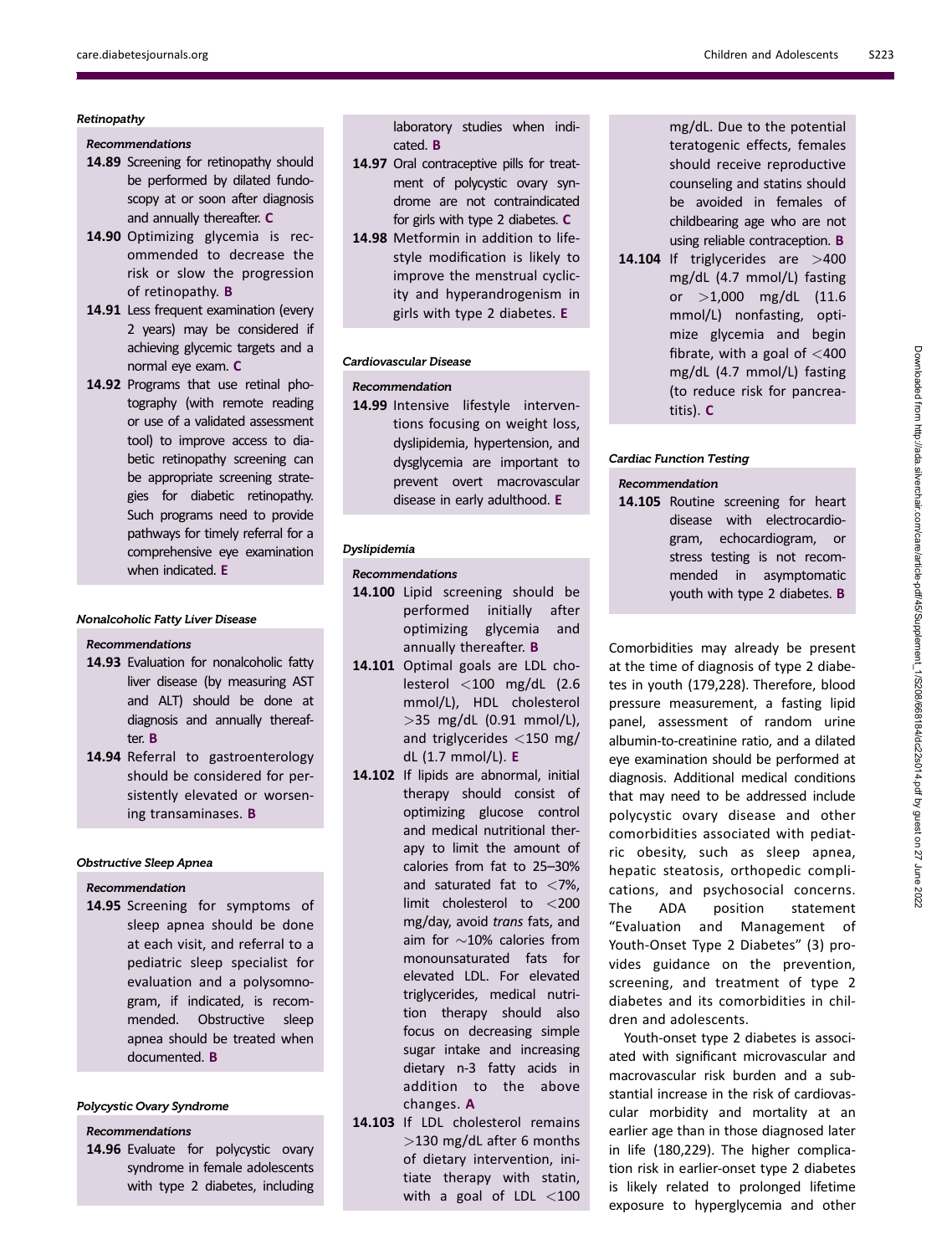#### *Retinopathy*

*Recommendations*

**14.89** Screening for retinopathy should be performed by dilated fundoscopy at or soon after diagnosis and annually thereafter. **C**

**14.90** Optimizing glycemia is recommended to decrease the risk or slow the progression of retinopathy. **B**

**14.91** Less frequent examination (every 2 years) may be considered if achieving glycemic targets and a normal eye exam. **C**

**14.92** Programs that use retinal photography (with remote reading or use of a validated assessment tool) to improve access to diabetic retinopathy screening can be appropriate screening strategies for diabetic retinopathy. Such programs need to provide pathways for timely referral for a comprehensive eye examination when indicated. **E**

#### *Nonalcoholic Fatty Liver Disease*

*Recommendations*

**14.93** Evaluation for nonalcoholic fatty liver disease (by measuring AST and ALT) should be done at diagnosis and annually thereafter. **B**

**14.94** Referral to gastroenterology should be considered for persistently elevated or worsening transaminases. **B**

#### *Obstructive Sleep Apnea*

*Recommendation*

**14.95** Screening for symptoms of sleep apnea should be done at each visit, and referral to a pediatric sleep specialist for evaluation and a polysomnogram, if indicated, is recommended. Obstructive sleep apnea should be treated when documented. **B**

#### *Polycystic Ovary Syndrome*

*Recommendations*

**14.96** Evaluate for polycystic ovary syndrome in female adolescents with type 2 diabetes, including laboratory studies when indicated. **B**

**14.97** Oral contraceptive pills for treatment of polycystic ovary syndrome are not contraindicated for girls with type 2 diabetes. **C**

**14.98** Metformin in addition to lifestyle modification is likely to improve the menstrual cyclicity and hyperandrogenism in girls with type 2 diabetes. **E**

#### *Cardiovascular Disease*

*Recommendation*

**14.99** Intensive lifestyle interventions focusing on weight loss, dyslipidemia, hypertension, and dysglycemia are important to prevent overt macrovascular disease in early adulthood. **E**

#### *Dyslipidemia*

*Recommendations*

**14.100** Lipid screening should be performed initially after optimizing glycemia and annually thereafter. **B**

**14.101** Optimal goals are LDL cholesterol <100 mg/dL (2.6 mmol/L), HDL cholesterol >35 mg/dL (0.91 mmol/L), and triglycerides <150 mg/dL (1.7 mmol/L). **E**

**14.102** If lipids are abnormal, initial therapy should consist of optimizing glucose control and medical nutritional therapy to limit the amount of calories from fat to 25–30% and saturated fat to <7%, limit cholesterol to <200 mg/day, avoid *trans* fats, and aim for ~10% calories from monounsaturated fats for elevated LDL. For elevated triglycerides, medical nutrition therapy should also focus on decreasing simple sugar intake and increasing dietary n-3 fatty acids in addition to the above changes. **A**

**14.103** If LDL cholesterol remains >130 mg/dL after 6 months of dietary intervention, initiate therapy with statin, with a goal of LDL <100 mg/dL. Due to the potential teratogenic effects, females should receive reproductive counseling and statins should be avoided in females of childbearing age who are not using reliable contraception. **B**

**14.104** If triglycerides are >400 mg/dL (4.7 mmol/L) fasting or >1,000 mg/dL (11.6 mmol/L) nonfasting, optimize glycemia and begin fibrate, with a goal of <400 mg/dL (4.7 mmol/L) fasting (to reduce risk for pancreatitis). **C**

#### *Cardiac Function Testing*

*Recommendation*

**14.105** Routine screening for heart disease with electrocardiogram, echocardiogram, or stress testing is not recommended in asymptomatic youth with type 2 diabetes. **B**

Comorbidities may already be present at the time of diagnosis of type 2 diabetes in youth (179,228). Therefore, blood pressure measurement, a fasting lipid panel, assessment of random urine albumin-to-creatinine ratio, and a dilated eye examination should be performed at diagnosis. Additional medical conditions that may need to be addressed include polycystic ovary disease and other comorbidities associated with pediatric obesity, such as sleep apnea, hepatic steatosis, orthopedic complications, and psychosocial concerns. The ADA position statement "Evaluation and Management of Youth-Onset Type 2 Diabetes" (3) provides guidance on the prevention, screening, and treatment of type 2 diabetes and its comorbidities in children and adolescents.

Youth-onset type 2 diabetes is associated with significant microvascular and macrovascular risk burden and a substantial increase in the risk of cardiovascular morbidity and mortality at an earlier age than in those diagnosed later in life (180,229). The higher complication risk in earlier-onset type 2 diabetes is likely related to prolonged lifetime exposure to hyperglycemia and other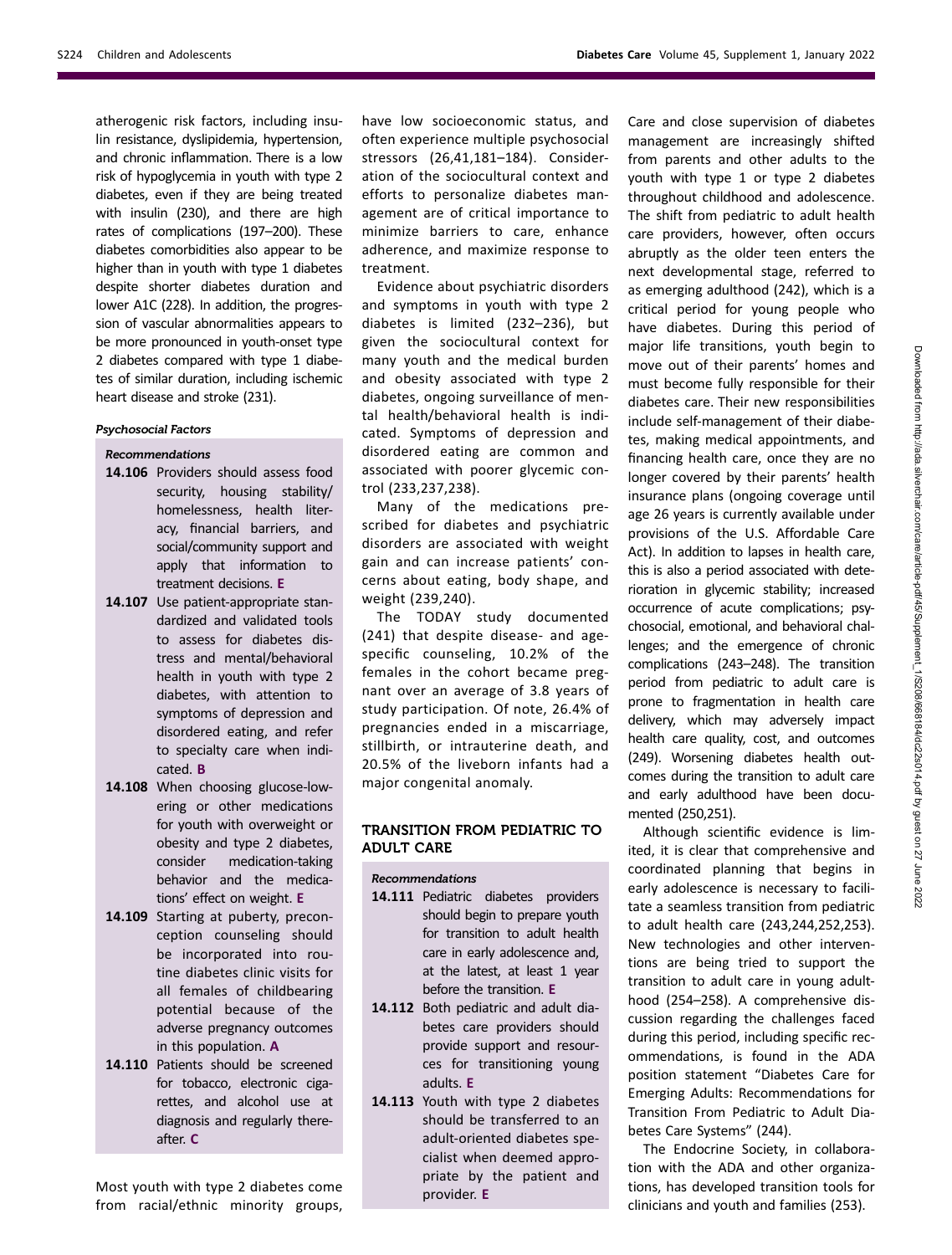atherogenic risk factors, including insulin resistance, dyslipidemia, hypertension, and chronic inflammation. There is a low risk of hypoglycemia in youth with type 2 diabetes, even if they are being treated with insulin (230), and there are high rates of complications (197–200). These diabetes comorbidities also appear to be higher than in youth with type 1 diabetes despite shorter diabetes duration and lower A1C (228). In addition, the progression of vascular abnormalities appears to be more pronounced in youth-onset type 2 diabetes compared with type 1 diabetes of similar duration, including ischemic heart disease and stroke (231).

#### *Psychosocial Factors*

*Recommendations*

**14.106** Providers should assess food security, housing stability/homelessness, health literacy, financial barriers, and social/community support and apply that information to treatment decisions. **E**

**14.107** Use patient-appropriate standardized and validated tools to assess for diabetes distress and mental/behavioral health in youth with type 2 diabetes, with attention to symptoms of depression and disordered eating, and refer to specialty care when indicated. **B**

**14.108** When choosing glucose-lowering or other medications for youth with overweight or obesity and type 2 diabetes, consider medication-taking behavior and the medications' effect on weight. **E**

**14.109** Starting at puberty, preconception counseling should be incorporated into routine diabetes clinic visits for all females of childbearing potential because of the adverse pregnancy outcomes in this population. **A**

**14.110** Patients should be screened for tobacco, electronic cigarettes, and alcohol use at diagnosis and regularly thereafter. **C**

Most youth with type 2 diabetes come from racial/ethnic minority groups, have low socioeconomic status, and often experience multiple psychosocial stressors (26,41,181–184). Consideration of the sociocultural context and efforts to personalize diabetes management are of critical importance to minimize barriers to care, enhance adherence, and maximize response to treatment.

Evidence about psychiatric disorders and symptoms in youth with type 2 diabetes is limited (232–236), but given the sociocultural context for many youth and the medical burden and obesity associated with type 2 diabetes, ongoing surveillance of mental health/behavioral health is indicated. Symptoms of depression and disordered eating are common and associated with poorer glycemic control (233,237,238).

Many of the medications prescribed for diabetes and psychiatric disorders are associated with weight gain and can increase patients' concerns about eating, body shape, and weight (239,240).

The TODAY study documented (241) that despite disease- and age-specific counseling, 10.2% of the females in the cohort became pregnant over an average of 3.8 years of study participation. Of note, 26.4% of pregnancies ended in a miscarriage, stillbirth, or intrauterine death, and 20.5% of the liveborn infants had a major congenital anomaly.

## TRANSITION FROM PEDIATRIC TO ADULT CARE

*Recommendations*

**14.111** Pediatric diabetes providers should begin to prepare youth for transition to adult health care in early adolescence and, at the latest, at least 1 year before the transition. **E**

**14.112** Both pediatric and adult diabetes care providers should provide support and resources for transitioning young adults. **E**

**14.113** Youth with type 2 diabetes should be transferred to an adult-oriented diabetes specialist when deemed appropriate by the patient and provider. **E**

Care and close supervision of diabetes management are increasingly shifted from parents and other adults to the youth with type 1 or type 2 diabetes throughout childhood and adolescence. The shift from pediatric to adult health care providers, however, often occurs abruptly as the older teen enters the next developmental stage, referred to as emerging adulthood (242), which is a critical period for young people who have diabetes. During this period of major life transitions, youth begin to move out of their parents' homes and must become fully responsible for their diabetes care. Their new responsibilities include self-management of their diabetes, making medical appointments, and financing health care, once they are no longer covered by their parents' health insurance plans (ongoing coverage until age 26 years is currently available under provisions of the U.S. Affordable Care Act). In addition to lapses in health care, this is also a period associated with deterioration in glycemic stability; increased occurrence of acute complications; psychosocial, emotional, and behavioral challenges; and the emergence of chronic complications (243–248). The transition period from pediatric to adult care is prone to fragmentation in health care delivery, which may adversely impact health care quality, cost, and outcomes (249). Worsening diabetes health outcomes during the transition to adult care and early adulthood have been documented (250,251).

Although scientific evidence is limited, it is clear that comprehensive and coordinated planning that begins in early adolescence is necessary to facilitate a seamless transition from pediatric to adult health care (243,244,252,253). New technologies and other interventions are being tried to support the transition to adult care in young adulthood (254–258). A comprehensive discussion regarding the challenges faced during this period, including specific recommendations, is found in the ADA position statement "Diabetes Care for Emerging Adults: Recommendations for Transition From Pediatric to Adult Diabetes Care Systems" (244).

The Endocrine Society, in collaboration with the ADA and other organizations, has developed transition tools for clinicians and youth and families (253).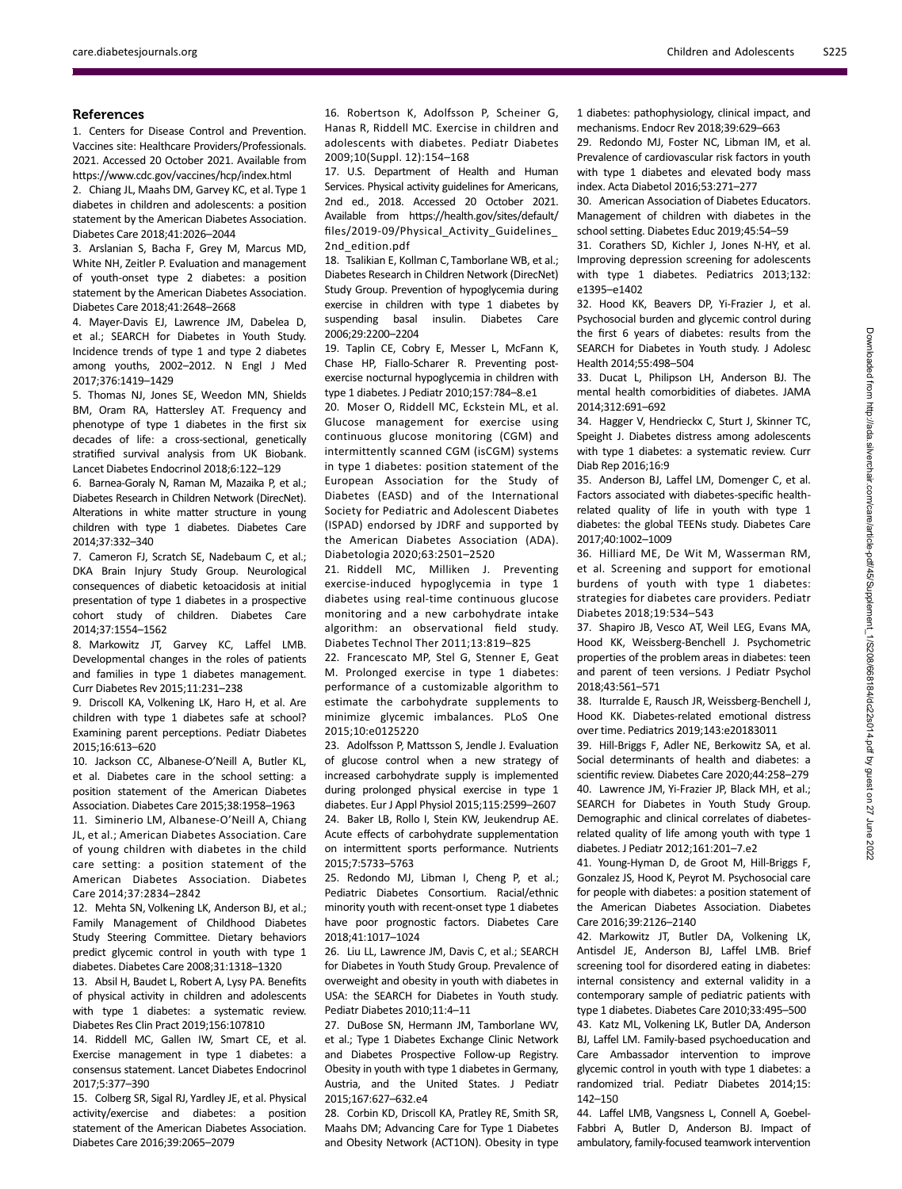## References

1. Centers for Disease Control and Prevention. Vaccines site: Healthcare Providers/Professionals. 2021. Accessed 20 October 2021. Available from https://www.cdc.gov/vaccines/hcp/index.html
2. Chiang JL, Maahs DM, Garvey KC, et al. Type 1 diabetes in children and adolescents: a position statement by the American Diabetes Association. Diabetes Care 2018;41:2026–2044
3. Arslanian S, Bacha F, Grey M, Marcus MD, White NH, Zeitler P. Evaluation and management of youth-onset type 2 diabetes: a position statement by the American Diabetes Association. Diabetes Care 2018;41:2648–2668
4. Mayer-Davis EJ, Lawrence JM, Dabelea D, et al.; SEARCH for Diabetes in Youth Study. Incidence trends of type 1 and type 2 diabetes among youths, 2002–2012. N Engl J Med 2017;376:1419–1429
5. Thomas NJ, Jones SE, Weedon MN, Shields BM, Oram RA, Hattersley AT. Frequency and phenotype of type 1 diabetes in the first six decades of life: a cross-sectional, genetically stratified survival analysis from UK Biobank. Lancet Diabetes Endocrinol 2018;6:122–129
6. Barnea-Goraly N, Raman M, Mazaika P, et al.; Diabetes Research in Children Network (DirecNet). Alterations in white matter structure in young children with type 1 diabetes. Diabetes Care 2014;37:332–340
7. Cameron FJ, Scratch SE, Nadebaum C, et al.; DKA Brain Injury Study Group. Neurological consequences of diabetic ketoacidosis at initial presentation of type 1 diabetes in a prospective cohort study of children. Diabetes Care 2014;37:1554–1562
8. Markowitz JT, Garvey KC, Laffel LMB. Developmental changes in the roles of patients and families in type 1 diabetes management. Curr Diabetes Rev 2015;11:231–238
9. Driscoll KA, Volkening LK, Haro H, et al. Are children with type 1 diabetes safe at school? Examining parent perceptions. Pediatr Diabetes 2015;16:613–620
10. Jackson CC, Albanese-O'Neill A, Butler KL, et al. Diabetes care in the school setting: a position statement of the American Diabetes Association. Diabetes Care 2015;38:1958–1963
11. Siminerio LM, Albanese-O'Neill A, Chiang JL, et al.; American Diabetes Association. Care of young children with diabetes in the child care setting: a position statement of the American Diabetes Association. Diabetes Care 2014;37:2834–2842
12. Mehta SN, Volkening LK, Anderson BJ, et al.; Family Management of Childhood Diabetes Study Steering Committee. Dietary behaviors predict glycemic control in youth with type 1 diabetes. Diabetes Care 2008;31:1318–1320
13. Absil H, Baudet L, Robert A, Lysy PA. Benefits of physical activity in children and adolescents with type 1 diabetes: a systematic review. Diabetes Res Clin Pract 2019;156:107810
14. Riddell MC, Gallen IW, Smart CE, et al. Exercise management in type 1 diabetes: a consensus statement. Lancet Diabetes Endocrinol 2017;5:377–390
15. Colberg SR, Sigal RJ, Yardley JE, et al. Physical activity/exercise and diabetes: a position statement of the American Diabetes Association. Diabetes Care 2016;39:2065–2079
16. Robertson K, Adolfsson P, Scheiner G, Hanas R, Riddell MC. Exercise in children and adolescents with diabetes. Pediatr Diabetes 2009;10(Suppl. 12):154–168
17. U.S. Department of Health and Human Services. Physical activity guidelines for Americans, 2nd ed., 2018. Accessed 20 October 2021. Available from https://health.gov/sites/default/files/2019-09/Physical_Activity_Guidelines_2nd_edition.pdf
18. Tsalikian E, Kollman C, Tamborlane WB, et al.; Diabetes Research in Children Network (DirecNet) Study Group. Prevention of hypoglycemia during exercise in children with type 1 diabetes by suspending basal insulin. Diabetes Care 2006;29:2200–2204
19. Taplin CE, Cobry E, Messer L, McFann K, Chase HP, Fiallo-Scharer R. Preventing post-exercise nocturnal hypoglycemia in children with type 1 diabetes. J Pediatr 2010;157:784–8.e1
20. Moser O, Riddell MC, Eckstein ML, et al. Glucose management for exercise using continuous glucose monitoring (CGM) and intermittently scanned CGM (isCGM) systems in type 1 diabetes: position statement of the European Association for the Study of Diabetes (EASD) and of the International Society for Pediatric and Adolescent Diabetes (ISPAD) endorsed by JDRF and supported by the American Diabetes Association (ADA). Diabetologia 2020;63:2501–2520
21. Riddell MC, Milliken J. Preventing exercise-induced hypoglycemia in type 1 diabetes using real-time continuous glucose monitoring and a new carbohydrate intake algorithm: an observational field study. Diabetes Technol Ther 2011;13:819–825
22. Francescato MP, Stel G, Stenner E, Geat M. Prolonged exercise in type 1 diabetes: performance of a customizable algorithm to estimate the carbohydrate supplements to minimize glycemic imbalances. PLoS One 2015;10:e0125220
23. Adolfsson P, Mattsson S, Jendle J. Evaluation of glucose control when a new strategy of increased carbohydrate supply is implemented during prolonged physical exercise in type 1 diabetes. Eur J Appl Physiol 2015;115:2599–2607
24. Baker LB, Rollo I, Stein KW, Jeukendrup AE. Acute effects of carbohydrate supplementation on intermittent sports performance. Nutrients 2015;7:5733–5763
25. Redondo MJ, Libman I, Cheng P, et al.; Pediatric Diabetes Consortium. Racial/ethnic minority youth with recent-onset type 1 diabetes have poor prognostic factors. Diabetes Care 2018;41:1017–1024
26. Liu LL, Lawrence JM, Davis C, et al.; SEARCH for Diabetes in Youth Study Group. Prevalence of overweight and obesity in youth with diabetes in USA: the SEARCH for Diabetes in Youth study. Pediatr Diabetes 2010;11:4–11
27. DuBose SN, Hermann JM, Tamborlane WV, et al.; Type 1 Diabetes Exchange Clinic Network and Diabetes Prospective Follow-up Registry. Obesity in youth with type 1 diabetes in Germany, Austria, and the United States. J Pediatr 2015;167:627–632.e4
28. Corbin KD, Driscoll KA, Pratley RE, Smith SR, Maahs DM; Advancing Care for Type 1 Diabetes and Obesity Network (ACT1ON). Obesity in type 1 diabetes: pathophysiology, clinical impact, and mechanisms. Endocr Rev 2018;39:629–663
29. Redondo MJ, Foster NC, Libman IM, et al. Prevalence of cardiovascular risk factors in youth with type 1 diabetes and elevated body mass index. Acta Diabetol 2016;53:271–277
30. American Association of Diabetes Educators. Management of children with diabetes in the school setting. Diabetes Educ 2019;45:54–59
31. Corathers SD, Kichler J, Jones N-HY, et al. Improving depression screening for adolescents with type 1 diabetes. Pediatrics 2013;132:e1395–e1402
32. Hood KK, Beavers DP, Yi-Frazier J, et al. Psychosocial burden and glycemic control during the first 6 years of diabetes: results from the SEARCH for Diabetes in Youth study. J Adolesc Health 2014;55:498–504
33. Ducat L, Philipson LH, Anderson BJ. The mental health comorbidities of diabetes. JAMA 2014;312:691–692
34. Hagger V, Hendrieckx C, Sturt J, Skinner TC, Speight J. Diabetes distress among adolescents with type 1 diabetes: a systematic review. Curr Diab Rep 2016;16:9
35. Anderson BJ, Laffel LM, Domenger C, et al. Factors associated with diabetes-specific health-related quality of life in youth with type 1 diabetes: the global TEENs study. Diabetes Care 2017;40:1002–1009
36. Hilliard ME, De Wit M, Wasserman RM, et al. Screening and support for emotional burdens of youth with type 1 diabetes: strategies for diabetes care providers. Pediatr Diabetes 2018;19:534–543
37. Shapiro JB, Vesco AT, Weil LEG, Evans MA, Hood KK, Weissberg-Benchell J. Psychometric properties of the problem areas in diabetes: teen and parent of teen versions. J Pediatr Psychol 2018;43:561–571
38. Iturralde E, Rausch JR, Weissberg-Benchell J, Hood KK. Diabetes-related emotional distress over time. Pediatrics 2019;143:e20183011
39. Hill-Briggs F, Adler NE, Berkowitz SA, et al. Social determinants of health and diabetes: a scientific review. Diabetes Care 2020;44:258–279
40. Lawrence JM, Yi-Frazier JP, Black MH, et al.; SEARCH for Diabetes in Youth Study Group. Demographic and clinical correlates of diabetes-related quality of life among youth with type 1 diabetes. J Pediatr 2012;161:201–7.e2
41. Young-Hyman D, de Groot M, Hill-Briggs F, Gonzalez JS, Hood K, Peyrot M. Psychosocial care for people with diabetes: a position statement of the American Diabetes Association. Diabetes Care 2016;39:2126–2140
42. Markowitz JT, Butler DA, Volkening LK, Antisdel JE, Anderson BJ, Laffel LMB. Brief screening tool for disordered eating in diabetes: internal consistency and external validity in a contemporary sample of pediatric patients with type 1 diabetes. Diabetes Care 2010;33:495–500
43. Katz ML, Volkening LK, Butler DA, Anderson BJ, Laffel LM. Family-based psychoeducation and Care Ambassador intervention to improve glycemic control in youth with type 1 diabetes: a randomized trial. Pediatr Diabetes 2014;15:142–150
44. Laffel LMB, Vangsness L, Connell A, Goebel-Fabbri A, Butler D, Anderson BJ. Impact of ambulatory, family-focused teamwork intervention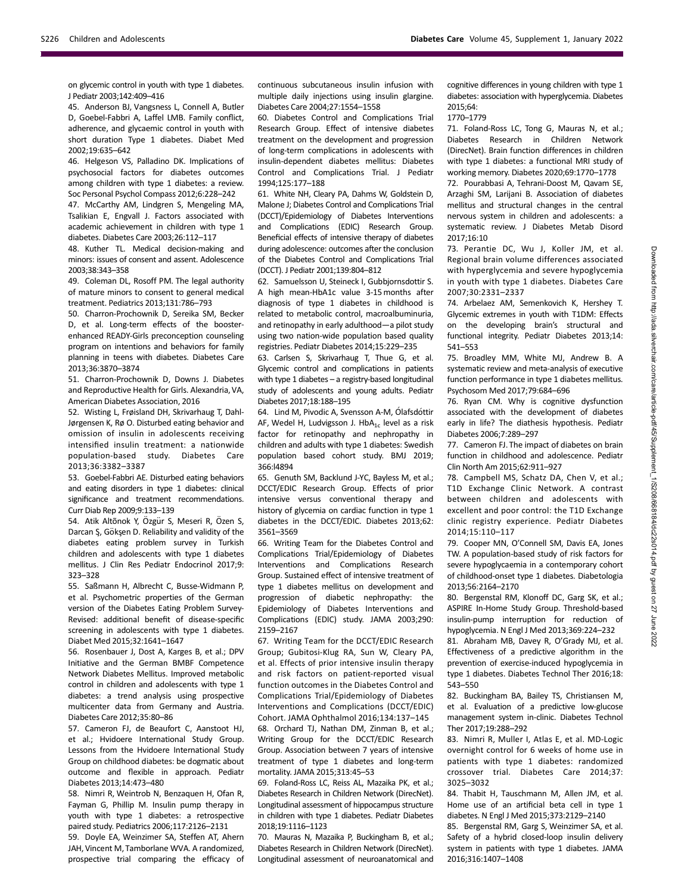on glycemic control in youth with type 1 diabetes. J Pediatr 2003;142:409–416

45. Anderson BJ, Vangsness L, Connell A, Butler D, Goebel-Fabbri A, Laffel LMB. Family conflict, adherence, and glycaemic control in youth with short duration Type 1 diabetes. Diabet Med 2002;19:635–642

46. Helgeson VS, Palladino DK. Implications of psychosocial factors for diabetes outcomes among children with type 1 diabetes: a review. Soc Personal Psychol Compass 2012;6:228–242

47. McCarthy AM, Lindgren S, Mengeling MA, Tsalikian E, Engvall J. Factors associated with academic achievement in children with type 1 diabetes. Diabetes Care 2003;26:112–117

48. Kuther TL. Medical decision-making and minors: issues of consent and assent. Adolescence 2003;38:343–358

49. Coleman DL, Rosoff PM. The legal authority of mature minors to consent to general medical treatment. Pediatrics 2013;131:786–793

50. Charron-Prochownik D, Sereika SM, Becker D, et al. Long-term effects of the booster-enhanced READY-Girls preconception counseling program on intentions and behaviors for family planning in teens with diabetes. Diabetes Care 2013;36:3870–3874

51. Charron-Prochownik D, Downs J. Diabetes and Reproductive Health for Girls. Alexandria, VA, American Diabetes Association, 2016

52. Wisting L, Frøisland DH, Skrivarhaug T, Dahl-Jørgensen K, Rø O. Disturbed eating behavior and omission of insulin in adolescents receiving intensified insulin treatment: a nationwide population-based study. Diabetes Care 2013;36:3382–3387

53. Goebel-Fabbri AE. Disturbed eating behaviors and eating disorders in type 1 diabetes: clinical significance and treatment recommendations. Curr Diab Rep 2009;9:133–139

54. Atik Altõnok Y, Özgür S, Meseri R, Özen S, Darcan Ş, Gökşen D. Reliability and validity of the diabetes eating problem survey in Turkish children and adolescents with type 1 diabetes mellitus. J Clin Res Pediatr Endocrinol 2017;9:323–328

55. Saßmann H, Albrecht C, Busse-Widmann P, et al. Psychometric properties of the German version of the Diabetes Eating Problem Survey-Revised: additional benefit of disease-specific screening in adolescents with type 1 diabetes. Diabet Med 2015;32:1641–1647

56. Rosenbauer J, Dost A, Karges B, et al.; DPV Initiative and the German BMBF Competence Network Diabetes Mellitus. Improved metabolic control in children and adolescents with type 1 diabetes: a trend analysis using prospective multicenter data from Germany and Austria. Diabetes Care 2012;35:80–86

57. Cameron FJ, de Beaufort C, Aanstoot HJ, et al.; Hvidoere International Study Group. Lessons from the Hvidoere International Study Group on childhood diabetes: be dogmatic about outcome and flexible in approach. Pediatr Diabetes 2013;14:473–480

58. Nimri R, Weintrob N, Benzaquen H, Ofan R, Fayman G, Phillip M. Insulin pump therapy in youth with type 1 diabetes: a retrospective paired study. Pediatrics 2006;117:2126–2131

59. Doyle EA, Weinzimer SA, Steffen AT, Ahern JAH, Vincent M, Tamborlane WVA. A randomized, prospective trial comparing the efficacy of continuous subcutaneous insulin infusion with multiple daily injections using insulin glargine. Diabetes Care 2004;27:1554–1558

60. Diabetes Control and Complications Trial Research Group. Effect of intensive diabetes treatment on the development and progression of long-term complications in adolescents with insulin-dependent diabetes mellitus: Diabetes Control and Complications Trial. J Pediatr 1994;125:177–188

61. White NH, Cleary PA, Dahms W, Goldstein D, Malone J; Diabetes Control and Complications Trial (DCCT)/Epidemiology of Diabetes Interventions and Complications (EDIC) Research Group. Beneficial effects of intensive therapy of diabetes during adolescence: outcomes after the conclusion of the Diabetes Control and Complications Trial (DCCT). J Pediatr 2001;139:804–812

62. Samuelsson U, Steineck I, Gubbjornsdottir S. A high mean-HbA1c value 3-15 months after diagnosis of type 1 diabetes in childhood is related to metabolic control, macroalbuminuria, and retinopathy in early adulthood—a pilot study using two nation-wide population based quality registries. Pediatr Diabetes 2014;15:229–235

63. Carlsen S, Skrivarhaug T, Thue G, et al. Glycemic control and complications in patients with type 1 diabetes – a registry-based longitudinal study of adolescents and young adults. Pediatr Diabetes 2017;18:188–195

64. Lind M, Pivodic A, Svensson A-M, Ólafsdóttir AF, Wedel H, Ludvigsson J. $HbA_{1c}$ level as a risk factor for retinopathy and nephropathy in children and adults with type 1 diabetes: Swedish population based cohort study. BMJ 2019; 366:l4894

65. Genuth SM, Backlund J-YC, Bayless M, et al.; DCCT/EDIC Research Group. Effects of prior intensive versus conventional therapy and history of glycemia on cardiac function in type 1 diabetes in the DCCT/EDIC. Diabetes 2013;62: 3561–3569

66. Writing Team for the Diabetes Control and Complications Trial/Epidemiology of Diabetes Interventions and Complications Research Group. Sustained effect of intensive treatment of type 1 diabetes mellitus on development and progression of diabetic nephropathy: the Epidemiology of Diabetes Interventions and Complications (EDIC) study. JAMA 2003;290: 2159–2167

67. Writing Team for the DCCT/EDIC Research Group; Gubitosi-Klug RA, Sun W, Cleary PA, et al. Effects of prior intensive insulin therapy and risk factors on patient-reported visual function outcomes in the Diabetes Control and Complications Trial/Epidemiology of Diabetes Interventions and Complications (DCCT/EDIC) Cohort. JAMA Ophthalmol 2016;134:137–145

68. Orchard TJ, Nathan DM, Zinman B, et al.; Writing Group for the DCCT/EDIC Research Group. Association between 7 years of intensive treatment of type 1 diabetes and long-term mortality. JAMA 2015;313:45–53

69. Foland-Ross LC, Reiss AL, Mazaika PK, et al.; Diabetes Research in Children Network (DirecNet). Longitudinal assessment of hippocampus structure in children with type 1 diabetes. Pediatr Diabetes 2018;19:1116–1123

70. Mauras N, Mazaika P, Buckingham B, et al.; Diabetes Research in Children Network (DirecNet). Longitudinal assessment of neuroanatomical and cognitive differences in young children with type 1 diabetes: association with hyperglycemia. Diabetes 2015;64: 1770–1779

71. Foland-Ross LC, Tong G, Mauras N, et al.; Diabetes Research in Children Network (DirecNet). Brain function differences in children with type 1 diabetes: a functional MRI study of working memory. Diabetes 2020;69:1770–1778

72. Pourabbasi A, Tehrani-Doost M, Qavam SE, Arzaghi SM, Larijani B. Association of diabetes mellitus and structural changes in the central nervous system in children and adolescents: a systematic review. J Diabetes Metab Disord 2017;16:10

73. Perantie DC, Wu J, Koller JM, et al. Regional brain volume differences associated with hyperglycemia and severe hypoglycemia in youth with type 1 diabetes. Diabetes Care 2007;30:2331–2337

74. Arbelaez AM, Semenkovich K, Hershey T. Glycemic extremes in youth with T1DM: Effects on the developing brain's structural and functional integrity. Pediatr Diabetes 2013;14: 541–553

75. Broadley MM, White MJ, Andrew B. A systematic review and meta-analysis of executive function performance in type 1 diabetes mellitus. Psychosom Med 2017;79:684–696

76. Ryan CM. Why is cognitive dysfunction associated with the development of diabetes early in life? The diathesis hypothesis. Pediatr Diabetes 2006;7:289–297

77. Cameron FJ. The impact of diabetes on brain function in childhood and adolescence. Pediatr Clin North Am 2015;62:911–927

78. Campbell MS, Schatz DA, Chen V, et al.; T1D Exchange Clinic Network. A contrast between children and adolescents with excellent and poor control: the T1D Exchange clinic registry experience. Pediatr Diabetes 2014;15:110–117

79. Cooper MN, O'Connell SM, Davis EA, Jones TW. A population-based study of risk factors for severe hypoglycaemia in a contemporary cohort of childhood-onset type 1 diabetes. Diabetologia 2013;56:2164–2170

80. Bergenstal RM, Klonoff DC, Garg SK, et al.; ASPIRE In-Home Study Group. Threshold-based insulin-pump interruption for reduction of hypoglycemia. N Engl J Med 2013;369:224–232

81. Abraham MB, Davey R, O'Grady MJ, et al. Effectiveness of a predictive algorithm in the prevention of exercise-induced hypoglycemia in type 1 diabetes. Diabetes Technol Ther 2016;18: 543–550

82. Buckingham BA, Bailey TS, Christiansen M, et al. Evaluation of a predictive low-glucose management system in-clinic. Diabetes Technol Ther 2017;19:288–292

83. Nimri R, Muller I, Atlas E, et al. MD-Logic overnight control for 6 weeks of home use in patients with type 1 diabetes: randomized crossover trial. Diabetes Care 2014;37: 3025–3032

84. Thabit H, Tauschmann M, Allen JM, et al. Home use of an artificial beta cell in type 1 diabetes. N Engl J Med 2015;373:2129–2140

85. Bergenstal RM, Garg S, Weinzimer SA, et al. Safety of a hybrid closed-loop insulin delivery system in patients with type 1 diabetes. JAMA 2016;316:1407–1408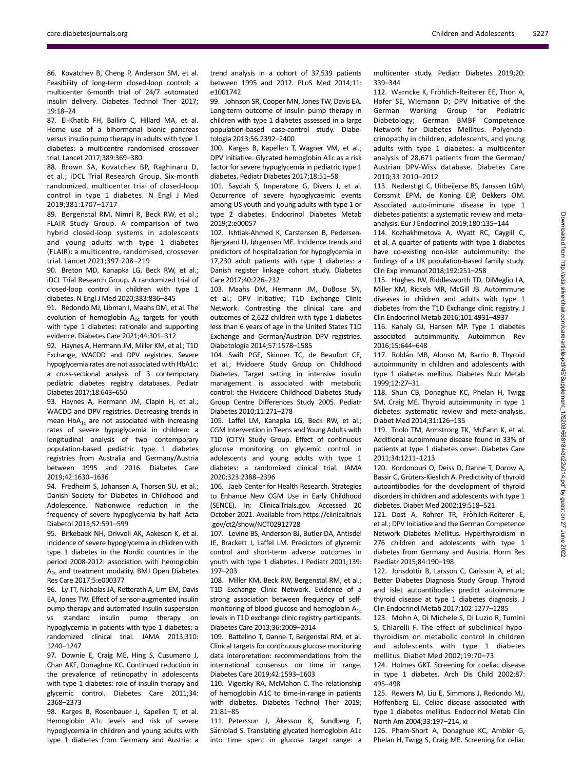86. Kovatchev B, Cheng P, Anderson SM, et al. Feasibility of long-term closed-loop control: a multicenter 6-month trial of 24/7 automated insulin delivery. Diabetes Technol Ther 2017; 19:18–24

87. El-Khatib FH, Balliro C, Hillard MA, et al. Home use of a bihormonal bionic pancreas versus insulin pump therapy in adults with type 1 diabetes: a multicentre randomised crossover trial. Lancet 2017;389:369–380

88. Brown SA, Kovatchev BP, Raghinaru D, et al.; iDCL Trial Research Group. Six-month randomized, multicenter trial of closed-loop control in type 1 diabetes. N Engl J Med 2019;381:1707–1717

89. Bergenstal RM, Nimri R, Beck RW, et al.; FLAIR Study Group. A comparison of two hybrid closed-loop systems in adolescents and young adults with type 1 diabetes (FLAIR): a multicentre, randomised, crossover trial. Lancet 2021;397:208–219

90. Breton MD, Kanapka LG, Beck RW, et al.; iDCL Trial Research Group. A randomized trial of closed-loop control in children with type 1 diabetes. N Engl J Med 2020;383:836–845

91. Redondo MJ, Libman I, Maahs DM, et al. The evolution of hemoglobin $A_{1c}$ targets for youth with type 1 diabetes: rationale and supporting evidence. Diabetes Care 2021;44:301–312

92. Haynes A, Hermann JM, Miller KM, et al.; T1D Exchange, WACDD and DPV registries. Severe hypoglycemia rates are not associated with HbA1c: a cross-sectional analysis of 3 contemporary pediatric diabetes registry databases. Pediatr Diabetes 2017;18:643–650

93. Haynes A, Hermann JM, Clapin H, et al.; WACDD and DPV registries. Decreasing trends in mean $HbA_{1c}$ are not associated with increasing rates of severe hypoglycemia in children: a longitudinal analysis of two contemporary population-based pediatric type 1 diabetes registries from Australia and Germany/Austria between 1995 and 2016. Diabetes Care 2019;42:1630–1636

94. Fredheim S, Johansen A, Thorsen SU, et al.; Danish Society for Diabetes in Childhood and Adolescence. Nationwide reduction in the frequency of severe hypoglycemia by half. Acta Diabetol 2015;52:591–599

95. Birkebaek NH, Drivvoll AK, Aakeson K, et al. Incidence of severe hypoglycemia in children with type 1 diabetes in the Nordic countries in the period 2008-2012: association with hemoglobin $A_{1c}$ and treatment modality. BMJ Open Diabetes Res Care 2017;5:e000377

96. Ly TT, Nicholas JA, Retterath A, Lim EM, Davis EA, Jones TW. Effect of sensor-augmented insulin pump therapy and automated insulin suspension vs standard insulin pump therapy on hypoglycemia in patients with type 1 diabetes: a randomized clinical trial. JAMA 2013;310: 1240–1247

97. Downie E, Craig ME, Hing S, Cusumano J, Chan AKF, Donaghue KC. Continued reduction in the prevalence of retinopathy in adolescents with type 1 diabetes: role of insulin therapy and glycemic control. Diabetes Care 2011;34: 2368–2373

98. Karges B, Rosenbauer J, Kapellen T, et al. Hemoglobin A1c levels and risk of severe hypoglycemia in children and young adults with type 1 diabetes from Germany and Austria: a trend analysis in a cohort of 37,539 patients between 1995 and 2012. PLoS Med 2014;11: e1001742

99. Johnson SR, Cooper MN, Jones TW, Davis EA. Long-term outcome of insulin pump therapy in children with type 1 diabetes assessed in a large population-based case-control study. Diabetologia 2013;56:2392–2400

100. Karges B, Kapellen T, Wagner VM, et al.; DPV Initiative. Glycated hemoglobin A1c as a risk factor for severe hypoglycemia in pediatric type 1 diabetes. Pediatr Diabetes 2017;18:51–58

101. Saydah S, Imperatore G, Divers J, et al. Occurrence of severe hypoglycaemic events among US youth and young adults with type 1 or type 2 diabetes. Endocrinol Diabetes Metab 2019;2:e00057

102. Ishtiak-Ahmed K, Carstensen B, Pedersen-Bjergaard U, Jørgensen ME. Incidence trends and predictors of hospitalization for hypoglycemia in 17,230 adult patients with type 1 diabetes: a Danish register linkage cohort study. Diabetes Care 2017;40:226–232

103. Maahs DM, Hermann JM, DuBose SN, et al.; DPV Initiative; T1D Exchange Clinic Network. Contrasting the clinical care and outcomes of 2,622 children with type 1 diabetes less than 6 years of age in the United States T1D Exchange and German/Austrian DPV registries. Diabetologia 2014;57:1578–1585

104. Swift PGF, Skinner TC, de Beaufort CE, et al.; Hvidoere Study Group on Childhood Diabetes. Target setting in intensive insulin management is associated with metabolic control: the Hvidoere Childhood Diabetes Study Group Centre Differences Study 2005. Pediatr Diabetes 2010;11:271–278

105. Laffel LM, Kanapka LG, Beck RW, et al.; CGM Intervention in Teens and Young Adults with T1D (CITY) Study Group. Effect of continuous glucose monitoring on glycemic control in adolescents and young adults with type 1 diabetes: a randomized clinical trial. JAMA 2020;323:2388–2396

106. Jaeb Center for Health Research. Strategies to Enhance New CGM Use in Early Childhood (SENCE). In: ClinicalTrials.gov. Accessed 20 October 2021. Available from https://clinicaltrials.gov/ct2/show/NCT02912728

107. Levine BS, Anderson BJ, Butler DA, Antisdel JE, Brackett J, Laffel LM. Predictors of glycemic control and short-term adverse outcomes in youth with type 1 diabetes. J Pediatr 2001;139: 197–203

108. Miller KM, Beck RW, Bergenstal RM, et al.; T1D Exchange Clinic Network. Evidence of a strong association between frequency of self-monitoring of blood glucose and hemoglobin $A_{1c}$ levels in T1D exchange clinic registry participants. Diabetes Care 2013;36:2009–2014

109. Battelino T, Danne T, Bergenstal RM, et al. Clinical targets for continuous glucose monitoring data interpretation: recommendations from the international consensus on time in range. Diabetes Care 2019;42:1593–1603

110. Vigersky RA, McMahon C. The relationship of hemoglobin A1C to time-in-range in patients with diabetes. Diabetes Technol Ther 2019; 21:81–85

111. Petersson J, Åkesson K, Sundberg F, Särnblad S. Translating glycated hemoglobin A1c into time spent in glucose target range: a multicenter study. Pediatr Diabetes 2019;20: 339–344

112. Warncke K, Fröhlich-Reiterer EE, Thon A, Hofer SE, Wiemann D; DPV Initiative of the German Working Group for Pediatric Diabetology; German BMBF Competence Network for Diabetes Mellitus. Polyendocrinopathy in children, adolescents, and young adults with type 1 diabetes: a multicenter analysis of 28,671 patients from the German/Austrian DPV-Wiss database. Diabetes Care 2010;33:2010–2012

113. Nederstigt C, Uitbeijerse BS, Janssen LGM, Corssmit EPM, de Koning EJP, Dekkers OM. Associated auto-immune disease in type 1 diabetes patients: a systematic review and meta-analysis. Eur J Endocrinol 2019;180:135–144

114. Kozhakhmetova A, Wyatt RC, Caygill C, et al. A quarter of patients with type 1 diabetes have co-existing non-islet autoimmunity: the findings of a UK population-based family study. Clin Exp Immunol 2018;192:251–258

115. Hughes JW, Riddlesworth TD, DiMeglio LA, Miller KM, Rickels MR, McGill JB. Autoimmune diseases in children and adults with type 1 diabetes from the T1D Exchange clinic registry. J Clin Endocrinol Metab 2016;101:4931–4937

116. Kahaly GJ, Hansen MP. Type 1 diabetes associated autoimmunity. Autoimmun Rev 2016;15:644–648

117. Roldán MB, Alonso M, Barrio R. Thyroid autoimmunity in children and adolescents with type 1 diabetes mellitus. Diabetes Nutr Metab 1999;12:27–31

118. Shun CB, Donaghue KC, Phelan H, Twigg SM, Craig ME. Thyroid autoimmunity in type 1 diabetes: systematic review and meta-analysis. Diabet Med 2014;31:126–135

119. Triolo TM, Armstrong TK, McFann K, et al. Additional autoimmune disease found in 33% of patients at type 1 diabetes onset. Diabetes Care 2011;34:1211–1213

120. Kordonouri O, Deiss D, Danne T, Dorow A, Bassir C, Grüters-Kieslich A. Predictivity of thyroid autoantibodies for the development of thyroid disorders in children and adolescents with type 1 diabetes. Diabet Med 2002;19:518–521

121. Dost A, Rohrer TR, Fröhlich-Reiterer E, et al.; DPV Initiative and the German Competence Network Diabetes Mellitus. Hyperthyroidism in 276 children and adolescents with type 1 diabetes from Germany and Austria. Horm Res Paediatr 2015;84:190–198

122. Jonsdottir B, Larsson C, Carlsson A, et al.; Better Diabetes Diagnosis Study Group. Thyroid and islet autoantibodies predict autoimmune thyroid disease at type 1 diabetes diagnosis. J Clin Endocrinol Metab 2017;102:1277–1285

123. Mohn A, Di Michele S, Di Luzio R, Tumini S, Chiarelli F. The effect of subclinical hypothyroidism on metabolic control in children and adolescents with type 1 diabetes mellitus. Diabet Med 2002;19:70–73

124. Holmes GKT. Screening for coeliac disease in type 1 diabetes. Arch Dis Child 2002;87: 495–498

125. Rewers M, Liu E, Simmons J, Redondo MJ, Hoffenberg EJ. Celiac disease associated with type 1 diabetes mellitus. Endocrinol Metab Clin North Am 2004;33:197–214, xi

126. Pham-Short A, Donaghue KC, Ambler G, Phelan H, Twigg S, Craig ME. Screening for celiac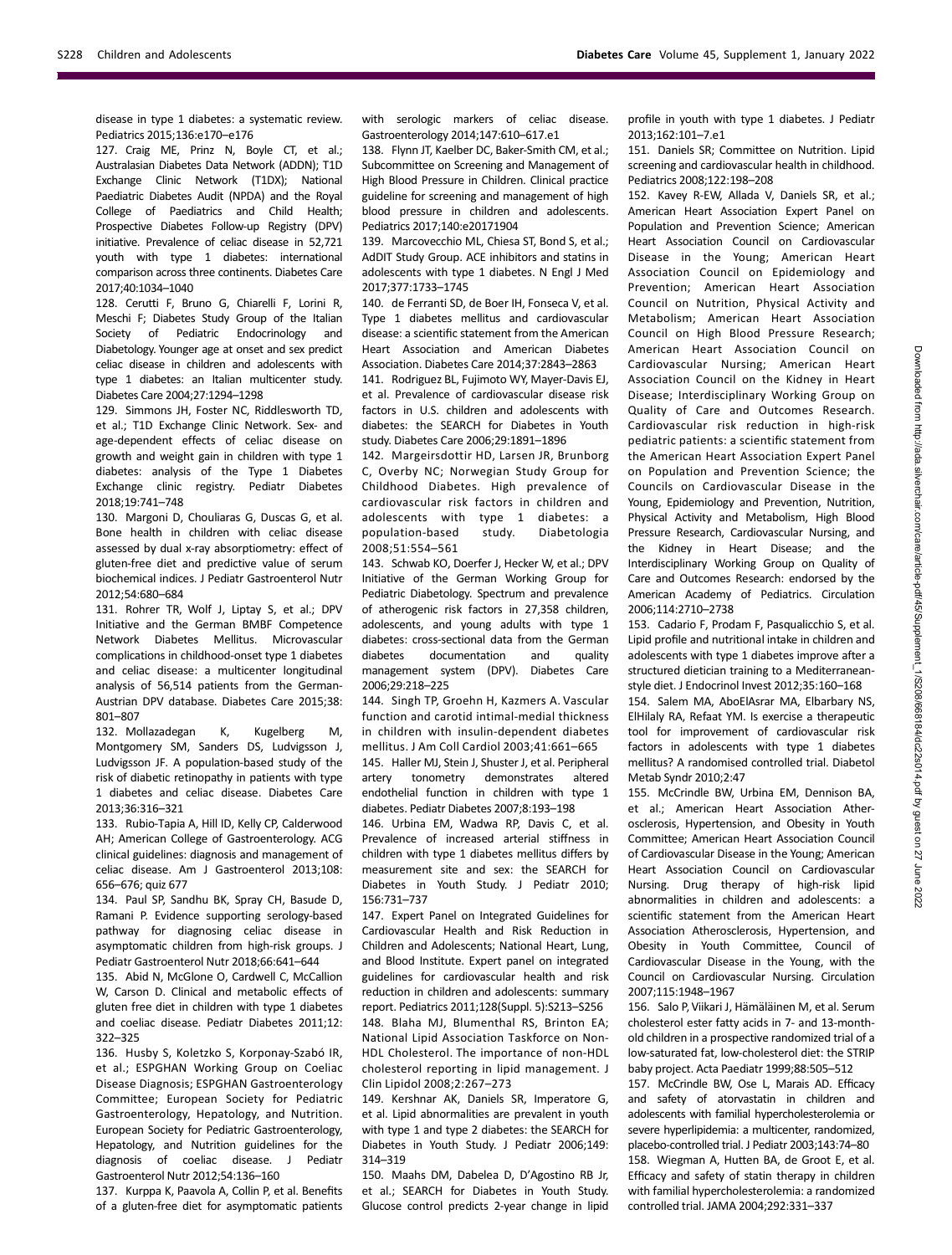disease in type 1 diabetes: a systematic review. Pediatrics 2015;136:e170–e176

127. Craig ME, Prinz N, Boyle CT, et al.; Australasian Diabetes Data Network (ADDN); T1D Exchange Clinic Network (T1DX); National Paediatric Diabetes Audit (NPDA) and the Royal College of Paediatrics and Child Health; Prospective Diabetes Follow-up Registry (DPV) initiative. Prevalence of celiac disease in 52,721 youth with type 1 diabetes: international comparison across three continents. Diabetes Care 2017;40:1034–1040

128. Cerutti F, Bruno G, Chiarelli F, Lorini R, Meschi F; Diabetes Study Group of the Italian Society of Pediatric Endocrinology and Diabetology. Younger age at onset and sex predict celiac disease in children and adolescents with type 1 diabetes: an Italian multicenter study. Diabetes Care 2004;27:1294–1298

129. Simmons JH, Foster NC, Riddlesworth TD, et al.; T1D Exchange Clinic Network. Sex- and age-dependent effects of celiac disease on growth and weight gain in children with type 1 diabetes: analysis of the Type 1 Diabetes Exchange clinic registry. Pediatr Diabetes 2018;19:741–748

130. Margoni D, Chouliaras G, Duscas G, et al. Bone health in children with celiac disease assessed by dual x-ray absorptiometry: effect of gluten-free diet and predictive value of serum biochemical indices. J Pediatr Gastroenterol Nutr 2012;54:680–684

131. Rohrer TR, Wolf J, Liptay S, et al.; DPV Initiative and the German BMBF Competence Network Diabetes Mellitus. Microvascular complications in childhood-onset type 1 diabetes and celiac disease: a multicenter longitudinal analysis of 56,514 patients from the German-Austrian DPV database. Diabetes Care 2015;38: 801–807

132. Mollazadegan K, Kugelberg M, Montgomery SM, Sanders DS, Ludvigsson J, Ludvigsson JF. A population-based study of the risk of diabetic retinopathy in patients with type 1 diabetes and celiac disease. Diabetes Care 2013;36:316–321

133. Rubio-Tapia A, Hill ID, Kelly CP, Calderwood AH; American College of Gastroenterology. ACG clinical guidelines: diagnosis and management of celiac disease. Am J Gastroenterol 2013;108: 656–676; quiz 677

134. Paul SP, Sandhu BK, Spray CH, Basude D, Ramani P. Evidence supporting serology-based pathway for diagnosing celiac disease in asymptomatic children from high-risk groups. J Pediatr Gastroenterol Nutr 2018;66:641–644

135. Abid N, McGlone O, Cardwell C, McCallion W, Carson D. Clinical and metabolic effects of gluten free diet in children with type 1 diabetes and coeliac disease. Pediatr Diabetes 2011;12: 322–325

136. Husby S, Koletzko S, Korponay-Szabó IR, et al.; ESPGHAN Working Group on Coeliac Disease Diagnosis; ESPGHAN Gastroenterology Committee; European Society for Pediatric Gastroenterology, Hepatology, and Nutrition. European Society for Pediatric Gastroenterology, Hepatology, and Nutrition guidelines for the diagnosis of coeliac disease. J Pediatr Gastroenterol Nutr 2012;54:136–160

137. Kurppa K, Paavola A, Collin P, et al. Benefits of a gluten-free diet for asymptomatic patients with serologic markers of celiac disease. Gastroenterology 2014;147:610–617.e1

138. Flynn JT, Kaelber DC, Baker-Smith CM, et al.; Subcommittee on Screening and Management of High Blood Pressure in Children. Clinical practice guideline for screening and management of high blood pressure in children and adolescents. Pediatrics 2017;140:e20171904

139. Marcovecchio ML, Chiesa ST, Bond S, et al.; AdDIT Study Group. ACE inhibitors and statins in adolescents with type 1 diabetes. N Engl J Med 2017;377:1733–1745

140. de Ferranti SD, de Boer IH, Fonseca V, et al. Type 1 diabetes mellitus and cardiovascular disease: a scientific statement from the American Heart Association and American Diabetes Association. Diabetes Care 2014;37:2843–2863

141. Rodriguez BL, Fujimoto WY, Mayer-Davis EJ, et al. Prevalence of cardiovascular disease risk factors in U.S. children and adolescents with diabetes: the SEARCH for Diabetes in Youth study. Diabetes Care 2006;29:1891–1896

142. Margeirsdottir HD, Larsen JR, Brunborg C, Overby NC; Norwegian Study Group for Childhood Diabetes. High prevalence of cardiovascular risk factors in children and adolescents with type 1 diabetes: a population-based study. Diabetologia 2008;51:554–561

143. Schwab KO, Doerfer J, Hecker W, et al.; DPV Initiative of the German Working Group for Pediatric Diabetology. Spectrum and prevalence of atherogenic risk factors in 27,358 children, adolescents, and young adults with type 1 diabetes: cross-sectional data from the German diabetes documentation and quality management system (DPV). Diabetes Care 2006;29:218–225

144. Singh TP, Groehn H, Kazmers A. Vascular function and carotid intimal-medial thickness in children with insulin-dependent diabetes mellitus. J Am Coll Cardiol 2003;41:661–665

145. Haller MJ, Stein J, Shuster J, et al. Peripheral artery tonometry demonstrates altered endothelial function in children with type 1 diabetes. Pediatr Diabetes 2007;8:193–198

146. Urbina EM, Wadwa RP, Davis C, et al. Prevalence of increased arterial stiffness in children with type 1 diabetes mellitus differs by measurement site and sex: the SEARCH for Diabetes in Youth Study. J Pediatr 2010; 156:731–737

147. Expert Panel on Integrated Guidelines for Cardiovascular Health and Risk Reduction in Children and Adolescents; National Heart, Lung, and Blood Institute. Expert panel on integrated guidelines for cardiovascular health and risk reduction in children and adolescents: summary report. Pediatrics 2011;128(Suppl. 5):S213–S256

148. Blaha MJ, Blumenthal RS, Brinton EA; National Lipid Association Taskforce on Non-HDL Cholesterol. The importance of non-HDL cholesterol reporting in lipid management. J Clin Lipidol 2008;2:267–273

149. Kershnar AK, Daniels SR, Imperatore G, et al. Lipid abnormalities are prevalent in youth with type 1 and type 2 diabetes: the SEARCH for Diabetes in Youth Study. J Pediatr 2006;149: 314–319

150. Maahs DM, Dabelea D, D'Agostino RB Jr, et al.; SEARCH for Diabetes in Youth Study. Glucose control predicts 2-year change in lipid profile in youth with type 1 diabetes. J Pediatr 2013;162:101–7.e1

151. Daniels SR; Committee on Nutrition. Lipid screening and cardiovascular health in childhood. Pediatrics 2008;122:198–208

152. Kavey R-EW, Allada V, Daniels SR, et al.; American Heart Association Expert Panel on Population and Prevention Science; American Heart Association Council on Cardiovascular Disease in the Young; American Heart Association Council on Epidemiology and Prevention; American Heart Association Council on Nutrition, Physical Activity and Metabolism; American Heart Association Council on High Blood Pressure Research; American Heart Association Council on Cardiovascular Nursing; American Heart Association Council on the Kidney in Heart Disease; Interdisciplinary Working Group on Quality of Care and Outcomes Research. Cardiovascular risk reduction in high-risk pediatric patients: a scientific statement from the American Heart Association Expert Panel on Population and Prevention Science; the Councils on Cardiovascular Disease in the Young, Epidemiology and Prevention, Nutrition, Physical Activity and Metabolism, High Blood Pressure Research, Cardiovascular Nursing, and the Kidney in Heart Disease; and the Interdisciplinary Working Group on Quality of Care and Outcomes Research: endorsed by the American Academy of Pediatrics. Circulation 2006;114:2710–2738

153. Cadario F, Prodam F, Pasqualicchio S, et al. Lipid profile and nutritional intake in children and adolescents with type 1 diabetes improve after a structured dietician training to a Mediterranean-style diet. J Endocrinol Invest 2012;35:160–168

154. Salem MA, AboElAsrar MA, Elbarbary NS, ElHilaly RA, Refaat YM. Is exercise a therapeutic tool for improvement of cardiovascular risk factors in adolescents with type 1 diabetes mellitus? A randomised controlled trial. Diabetol Metab Syndr 2010;2:47

155. McCrindle BW, Urbina EM, Dennison BA, et al.; American Heart Association Atherosclerosis, Hypertension, and Obesity in Youth Committee; American Heart Association Council of Cardiovascular Disease in the Young; American Heart Association Council on Cardiovascular Nursing. Drug therapy of high-risk lipid abnormalities in children and adolescents: a scientific statement from the American Heart Association Atherosclerosis, Hypertension, and Obesity in Youth Committee, Council of Cardiovascular Disease in the Young, with the Council on Cardiovascular Nursing. Circulation 2007;115:1948–1967

156. Salo P, Viikari J, Hämäläinen M, et al. Serum cholesterol ester fatty acids in 7- and 13-month-old children in a prospective randomized trial of a low-saturated fat, low-cholesterol diet: the STRIP baby project. Acta Paediatr 1999;88:505–512

157. McCrindle BW, Ose L, Marais AD. Efficacy and safety of atorvastatin in children and adolescents with familial hypercholesterolemia or severe hyperlipidemia: a multicenter, randomized, placebo-controlled trial. J Pediatr 2003;143:74–80

158. Wiegman A, Hutten BA, de Groot E, et al. Efficacy and safety of statin therapy in children with familial hypercholesterolemia: a randomized controlled trial. JAMA 2004;292:331–337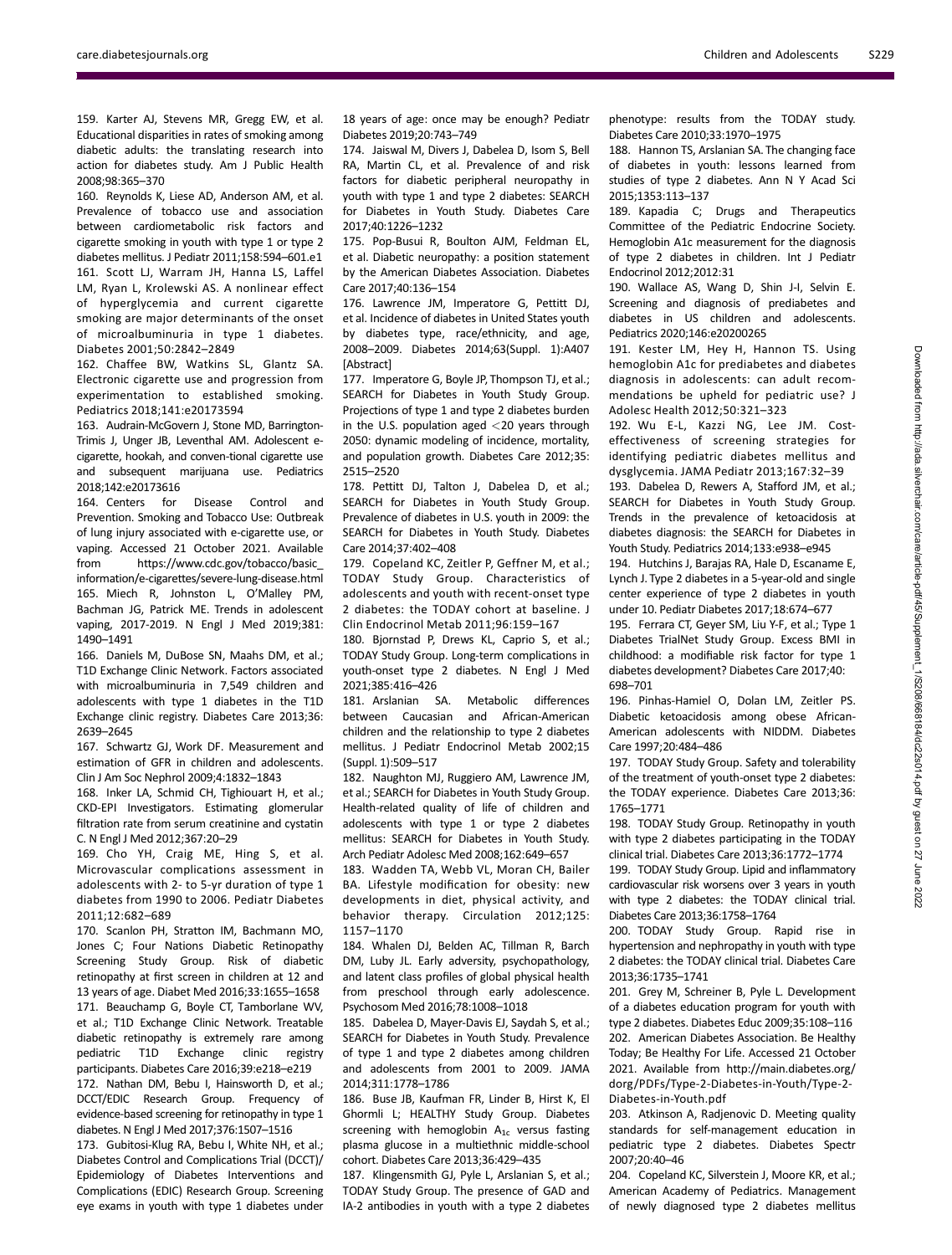159. Karter AJ, Stevens MR, Gregg EW, et al. Educational disparities in rates of smoking among diabetic adults: the translating research into action for diabetes study. Am J Public Health 2008;98:365–370

160. Reynolds K, Liese AD, Anderson AM, et al. Prevalence of tobacco use and association between cardiometabolic risk factors and cigarette smoking in youth with type 1 or type 2 diabetes mellitus. J Pediatr 2011;158:594–601.e1

161. Scott LJ, Warram JH, Hanna LS, Laffel LM, Ryan L, Krolewski AS. A nonlinear effect of hyperglycemia and current cigarette smoking are major determinants of the onset of microalbuminuria in type 1 diabetes. Diabetes 2001;50:2842–2849

162. Chaffee BW, Watkins SL, Glantz SA. Electronic cigarette use and progression from experimentation to established smoking. Pediatrics 2018;141:e20173594

163. Audrain-McGovern J, Stone MD, Barrington-Trimis J, Unger JB, Leventhal AM. Adolescent e-cigarette, hookah, and conven-tional cigarette use and subsequent marijuana use. Pediatrics 2018;142:e20173616

164. Centers for Disease Control and Prevention. Smoking and Tobacco Use: Outbreak of lung injury associated with e-cigarette use, or vaping. Accessed 21 October 2021. Available from https://www.cdc.gov/tobacco/basic_information/e-cigarettes/severe-lung-disease.html

165. Miech R, Johnston L, O'Malley PM, Bachman JG, Patrick ME. Trends in adolescent vaping, 2017-2019. N Engl J Med 2019;381:1490–1491

166. Daniels M, DuBose SN, Maahs DM, et al.; T1D Exchange Clinic Network. Factors associated with microalbuminuria in 7,549 children and adolescents with type 1 diabetes in the T1D Exchange clinic registry. Diabetes Care 2013;36:2639–2645

167. Schwartz GJ, Work DF. Measurement and estimation of GFR in children and adolescents. Clin J Am Soc Nephrol 2009;4:1832–1843

168. Inker LA, Schmid CH, Tighiouart H, et al.; CKD-EPI Investigators. Estimating glomerular filtration rate from serum creatinine and cystatin C. N Engl J Med 2012;367:20–29

169. Cho YH, Craig ME, Hing S, et al. Microvascular complications assessment in adolescents with 2- to 5-yr duration of type 1 diabetes from 1990 to 2006. Pediatr Diabetes 2011;12:682–689

170. Scanlon PH, Stratton IM, Bachmann MO, Jones C; Four Nations Diabetic Retinopathy Screening Study Group. Risk of diabetic retinopathy at first screen in children at 12 and 13 years of age. Diabet Med 2016;33:1655–1658

171. Beauchamp G, Boyle CT, Tamborlane WV, et al.; T1D Exchange Clinic Network. Treatable diabetic retinopathy is extremely rare among pediatric T1D Exchange clinic registry participants. Diabetes Care 2016;39:e218–e219

172. Nathan DM, Bebu I, Hainsworth D, et al.; DCCT/EDIC Research Group. Frequency of evidence-based screening for retinopathy in type 1 diabetes. N Engl J Med 2017;376:1507–1516

173. Gubitosi-Klug RA, Bebu I, White NH, et al.; Diabetes Control and Complications Trial (DCCT)/Epidemiology of Diabetes Interventions and Complications (EDIC) Research Group. Screening eye exams in youth with type 1 diabetes under 18 years of age: once may be enough? Pediatr Diabetes 2019;20:743–749

174. Jaiswal M, Divers J, Dabelea D, Isom S, Bell RA, Martin CL, et al. Prevalence of and risk factors for diabetic peripheral neuropathy in youth with type 1 and type 2 diabetes: SEARCH for Diabetes in Youth Study. Diabetes Care 2017;40:1226–1232

175. Pop-Busui R, Boulton AJM, Feldman EL, et al. Diabetic neuropathy: a position statement by the American Diabetes Association. Diabetes Care 2017;40:136–154

176. Lawrence JM, Imperatore G, Pettitt DJ, et al. Incidence of diabetes in United States youth by diabetes type, race/ethnicity, and age, 2008–2009. Diabetes 2014;63(Suppl. 1):A407 [Abstract]

177. Imperatore G, Boyle JP, Thompson TJ, et al.; SEARCH for Diabetes in Youth Study Group. Projections of type 1 and type 2 diabetes burden in the U.S. population aged <20 years through 2050: dynamic modeling of incidence, mortality, and population growth. Diabetes Care 2012;35:2515–2520

178. Pettitt DJ, Talton J, Dabelea D, et al.; SEARCH for Diabetes in Youth Study Group. Prevalence of diabetes in U.S. youth in 2009: the SEARCH for Diabetes in Youth Study. Diabetes Care 2014;37:402–408

179. Copeland KC, Zeitler P, Geffner M, et al.; TODAY Study Group. Characteristics of adolescents and youth with recent-onset type 2 diabetes: the TODAY cohort at baseline. J Clin Endocrinol Metab 2011;96:159–167

180. Bjornstad P, Drews KL, Caprio S, et al.; TODAY Study Group. Long-term complications in youth-onset type 2 diabetes. N Engl J Med 2021;385:416–426

181. Arslanian SA. Metabolic differences between Caucasian and African-American children and the relationship to type 2 diabetes mellitus. J Pediatr Endocrinol Metab 2002;15 (Suppl. 1):509–517

182. Naughton MJ, Ruggiero AM, Lawrence JM, et al.; SEARCH for Diabetes in Youth Study Group. Health-related quality of life of children and adolescents with type 1 or type 2 diabetes mellitus: SEARCH for Diabetes in Youth Study. Arch Pediatr Adolesc Med 2008;162:649–657

183. Wadden TA, Webb VL, Moran CH, Bailer BA. Lifestyle modification for obesity: new developments in diet, physical activity, and behavior therapy. Circulation 2012;125:1157–1170

184. Whalen DJ, Belden AC, Tillman R, Barch DM, Luby JL. Early adversity, psychopathology, and latent class profiles of global physical health from preschool through early adolescence. Psychosom Med 2016;78:1008–1018

185. Dabelea D, Mayer-Davis EJ, Saydah S, et al.; SEARCH for Diabetes in Youth Study. Prevalence of type 1 and type 2 diabetes among children and adolescents from 2001 to 2009. JAMA 2014;311:1778–1786

186. Buse JB, Kaufman FR, Linder B, Hirst K, El Ghormli L; HEALTHY Study Group. Diabetes screening with hemoglobin $A_{1c}$ versus fasting plasma glucose in a multiethnic middle-school cohort. Diabetes Care 2013;36:429–435

187. Klingensmith GJ, Pyle L, Arslanian S, et al.; TODAY Study Group. The presence of GAD and IA-2 antibodies in youth with a type 2 diabetes phenotype: results from the TODAY study. Diabetes Care 2010;33:1970–1975

188. Hannon TS, Arslanian SA. The changing face of diabetes in youth: lessons learned from studies of type 2 diabetes. Ann N Y Acad Sci 2015;1353:113–137

189. Kapadia C; Drugs and Therapeutics Committee of the Pediatric Endocrine Society. Hemoglobin A1c measurement for the diagnosis of type 2 diabetes in children. Int J Pediatr Endocrinol 2012;2012:31

190. Wallace AS, Wang D, Shin J-I, Selvin E. Screening and diagnosis of prediabetes and diabetes in US children and adolescents. Pediatrics 2020;146:e20200265

191. Kester LM, Hey H, Hannon TS. Using hemoglobin A1c for prediabetes and diabetes diagnosis in adolescents: can adult recommendations be upheld for pediatric use? J Adolesc Health 2012;50:321–323

192. Wu E-L, Kazzi NG, Lee JM. Cost-effectiveness of screening strategies for identifying pediatric diabetes mellitus and dysglycemia. JAMA Pediatr 2013;167:32–39

193. Dabelea D, Rewers A, Stafford JM, et al.; SEARCH for Diabetes in Youth Study Group. Trends in the prevalence of ketoacidosis at diabetes diagnosis: the SEARCH for Diabetes in Youth Study. Pediatrics 2014;133:e938–e945

194. Hutchins J, Barajas RA, Hale D, Escaname E, Lynch J. Type 2 diabetes in a 5-year-old and single center experience of type 2 diabetes in youth under 10. Pediatr Diabetes 2017;18:674–677

195. Ferrara CT, Geyer SM, Liu Y-F, et al.; Type 1 Diabetes TrialNet Study Group. Excess BMI in childhood: a modifiable risk factor for type 1 diabetes development? Diabetes Care 2017;40:698–701

196. Pinhas-Hamiel O, Dolan LM, Zeitler PS. Diabetic ketoacidosis among obese African-American adolescents with NIDDM. Diabetes Care 1997;20:484–486

197. TODAY Study Group. Safety and tolerability of the treatment of youth-onset type 2 diabetes: the TODAY experience. Diabetes Care 2013;36:1765–1771

198. TODAY Study Group. Retinopathy in youth with type 2 diabetes participating in the TODAY clinical trial. Diabetes Care 2013;36:1772–1774

199. TODAY Study Group. Lipid and inflammatory cardiovascular risk worsens over 3 years in youth with type 2 diabetes: the TODAY clinical trial. Diabetes Care 2013;36:1758–1764

200. TODAY Study Group. Rapid rise in hypertension and nephropathy in youth with type 2 diabetes: the TODAY clinical trial. Diabetes Care 2013;36:1735–1741

201. Grey M, Schreiner B, Pyle L. Development of a diabetes education program for youth with type 2 diabetes. Diabetes Educ 2009;35:108–116

202. American Diabetes Association. Be Healthy Today; Be Healthy For Life. Accessed 21 October 2021. Available from http://main.diabetes.org/dorg/PDFs/Type-2-Diabetes-in-Youth/Type-2-Diabetes-in-Youth.pdf

203. Atkinson A, Radjenovic D. Meeting quality standards for self-management education in pediatric type 2 diabetes. Diabetes Spectr 2007;20:40–46

204. Copeland KC, Silverstein J, Moore KR, et al.; American Academy of Pediatrics. Management of newly diagnosed type 2 diabetes mellitus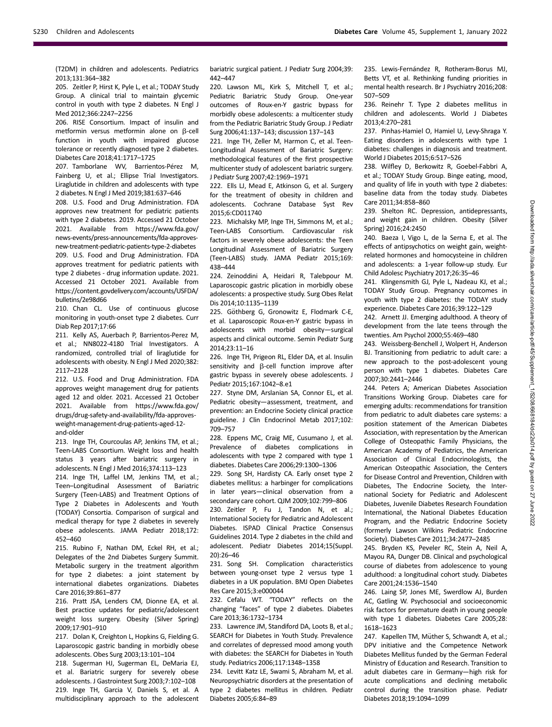(T2DM) in children and adolescents. Pediatrics 2013;131:364–382

205. Zeitler P, Hirst K, Pyle L, et al.; TODAY Study Group. A clinical trial to maintain glycemic control in youth with type 2 diabetes. N Engl J Med 2012;366:2247–2256

206. RISE Consortium. Impact of insulin and metformin versus metformin alone on β-cell function in youth with impaired glucose tolerance or recently diagnosed type 2 diabetes. Diabetes Care 2018;41:1717–1725

207. Tamborlane WV, Barrientos-Pérez M, Fainberg U, et al.; Ellipse Trial Investigators. Liraglutide in children and adolescents with type 2 diabetes. N Engl J Med 2019;381:637–646

208. U.S. Food and Drug Administration. FDA approves new treatment for pediatric patients with type 2 diabetes. 2019. Accessed 21 October 2021. Available from https://www.fda.gov/news-events/press-announcements/fda-approves-new-treatment-pediatric-patients-type-2-diabetes

209. U.S. Food and Drug Administration. FDA approves treatment for pediatric patients with type 2 diabetes - drug information update. 2021. Accessed 21 October 2021. Available from https://content.govdelivery.com/accounts/USFDA/bulletins/2e98d66

210. Chan CL. Use of continuous glucose monitoring in youth-onset type 2 diabetes. Curr Diab Rep 2017;17:66

211. Kelly AS, Auerbach P, Barrientos-Perez M, et al.; NN8022-4180 Trial Investigators. A randomized, controlled trial of liraglutide for adolescents with obesity. N Engl J Med 2020;382:2117–2128

212. U.S. Food and Drug Administration. FDA approves weight management drug for patients aged 12 and older. 2021. Accessed 21 October 2021. Available from https://www.fda.gov/drugs/drug-safety-and-availability/fda-approves-weight-management-drug-patients-aged-12-and-older

213. Inge TH, Courcoulas AP, Jenkins TM, et al.; Teen-LABS Consortium. Weight loss and health status 3 years after bariatric surgery in adolescents. N Engl J Med 2016;374:113–123

214. Inge TH, Laffel LM, Jenkins TM, et al.; Teen–Longitudinal Assessment of Bariatric Surgery (Teen-LABS) and Treatment Options of Type 2 Diabetes in Adolescents and Youth (TODAY) Consortia. Comparison of surgical and medical therapy for type 2 diabetes in severely obese adolescents. JAMA Pediatr 2018;172:452–460

215. Rubino F, Nathan DM, Eckel RH, et al.; Delegates of the 2nd Diabetes Surgery Summit. Metabolic surgery in the treatment algorithm for type 2 diabetes: a joint statement by international diabetes organizations. Diabetes Care 2016;39:861–877

216. Pratt JSA, Lenders CM, Dionne EA, et al. Best practice updates for pediatric/adolescent weight loss surgery. Obesity (Silver Spring) 2009;17:901–910

217. Dolan K, Creighton L, Hopkins G, Fielding G. Laparoscopic gastric banding in morbidly obese adolescents. Obes Surg 2003;13:101–104

218. Sugerman HJ, Sugerman EL, DeMaria EJ, et al. Bariatric surgery for severely obese adolescents. J Gastrointest Surg 2003;7:102–108

219. Inge TH, Garcia V, Daniels S, et al. A multidisciplinary approach to the adolescent bariatric surgical patient. J Pediatr Surg 2004;39:442–447

220. Lawson ML, Kirk S, Mitchell T, et al.; Pediatric Bariatric Study Group. One-year outcomes of Roux-en-Y gastric bypass for morbidly obese adolescents: a multicenter study from the Pediatric Bariatric Study Group. J Pediatr Surg 2006;41:137–143; discussion 137–143

221. Inge TH, Zeller M, Harmon C, et al. Teen-Longitudinal Assessment of Bariatric Surgery: methodological features of the first prospective multicenter study of adolescent bariatric surgery. J Pediatr Surg 2007;42:1969–1971

222. Ells LJ, Mead E, Atkinson G, et al. Surgery for the treatment of obesity in children and adolescents. Cochrane Database Syst Rev 2015;6:CD011740

223. Michalsky MP, Inge TH, Simmons M, et al.; Teen-LABS Consortium. Cardiovascular risk factors in severely obese adolescents: the Teen Longitudinal Assessment of Bariatric Surgery (Teen-LABS) study. JAMA Pediatr 2015;169:438–444

224. Zeinoddini A, Heidari R, Talebpour M. Laparoscopic gastric plication in morbidly obese adolescents: a prospective study. Surg Obes Relat Dis 2014;10:1135–1139

225. Göthberg G, Gronowitz E, Flodmark C-E, et al. Laparoscopic Roux-en-Y gastric bypass in adolescents with morbid obesity—surgical aspects and clinical outcome. Semin Pediatr Surg 2014;23:11–16

226. Inge TH, Prigeon RL, Elder DA, et al. Insulin sensitivity and β-cell function improve after gastric bypass in severely obese adolescents. J Pediatr 2015;167:1042–8.e1

227. Styne DM, Arslanian SA, Connor EL, et al. Pediatric obesity—assessment, treatment, and prevention: an Endocrine Society clinical practice guideline. J Clin Endocrinol Metab 2017;102:709–757

228. Eppens MC, Craig ME, Cusumano J, et al. Prevalence of diabetes complications in adolescents with type 2 compared with type 1 diabetes. Diabetes Care 2006;29:1300–1306

229. Song SH, Hardisty CA. Early onset type 2 diabetes mellitus: a harbinger for complications in later years—clinical observation from a secondary care cohort. QJM 2009;102:799–806

230. Zeitler P, Fu J, Tandon N, et al.; International Society for Pediatric and Adolescent Diabetes. ISPAD Clinical Practice Consensus Guidelines 2014. Type 2 diabetes in the child and adolescent. Pediatr Diabetes 2014;15(Suppl. 20):26–46

231. Song SH. Complication characteristics between young-onset type 2 versus type 1 diabetes in a UK population. BMJ Open Diabetes Res Care 2015;3:e000044

232. Cefalu WT. "TODAY" reflects on the changing "faces" of type 2 diabetes. Diabetes Care 2013;36:1732–1734

233. Lawrence JM, Standiford DA, Loots B, et al.; SEARCH for Diabetes in Youth Study. Prevalence and correlates of depressed mood among youth with diabetes: the SEARCH for Diabetes in Youth study. Pediatrics 2006;117:1348–1358

234. Levitt Katz LE, Swami S, Abraham M, et al. Neuropsychiatric disorders at the presentation of type 2 diabetes mellitus in children. Pediatr Diabetes 2005;6:84–89

235. Lewis-Fernández R, Rotheram-Borus MJ, Betts VT, et al. Rethinking funding priorities in mental health research. Br J Psychiatry 2016;208:507–509

236. Reinehr T. Type 2 diabetes mellitus in children and adolescents. World J Diabetes 2013;4:270–281

237. Pinhas-Hamiel O, Hamiel U, Levy-Shraga Y. Eating disorders in adolescents with type 1 diabetes: challenges in diagnosis and treatment. World J Diabetes 2015;6:517–526

238. Wilfley D, Berkowitz R, Goebel-Fabbri A, et al.; TODAY Study Group. Binge eating, mood, and quality of life in youth with type 2 diabetes: baseline data from the today study. Diabetes Care 2011;34:858–860

239. Shelton RC. Depression, antidepressants, and weight gain in children. Obesity (Silver Spring) 2016;24:2450

240. Baeza I, Vigo L, de la Serna E, et al. The effects of antipsychotics on weight gain, weight-related hormones and homocysteine in children and adolescents: a 1-year follow-up study. Eur Child Adolesc Psychiatry 2017;26:35–46

241. Klingensmith GJ, Pyle L, Nadeau KJ, et al.; TODAY Study Group. Pregnancy outcomes in youth with type 2 diabetes: the TODAY study experience. Diabetes Care 2016;39:122–129

242. Arnett JJ. Emerging adulthood. A theory of development from the late teens through the twenties. Am Psychol 2000;55:469–480

243. Weissberg-Benchell J, Wolpert H, Anderson BJ. Transitioning from pediatric to adult care: a new approach to the post-adolescent young person with type 1 diabetes. Diabetes Care 2007;30:2441–2446

244. Peters A; American Diabetes Association Transitions Working Group. Diabetes care for emerging adults: recommendations for transition from pediatric to adult diabetes care systems: a position statement of the American Diabetes Association, with representation by the American College of Osteopathic Family Physicians, the American Academy of Pediatrics, the American Association of Clinical Endocrinologists, the American Osteopathic Association, the Centers for Disease Control and Prevention, Children with Diabetes, The Endocrine Society, the International Society for Pediatric and Adolescent Diabetes, Juvenile Diabetes Research Foundation International, the National Diabetes Education Program, and the Pediatric Endocrine Society (formerly Lawson Wilkins Pediatric Endocrine Society). Diabetes Care 2011;34:2477–2485

245. Bryden KS, Peveler RC, Stein A, Neil A, Mayou RA, Dunger DB. Clinical and psychological course of diabetes from adolescence to young adulthood: a longitudinal cohort study. Diabetes Care 2001;24:1536–1540

246. Laing SP, Jones ME, Swerdlow AJ, Burden AC, Gatling W. Psychosocial and socioeconomic risk factors for premature death in young people with type 1 diabetes. Diabetes Care 2005;28:1618–1623

247. Kapellen TM, Müther S, Schwandt A, et al.; DPV initiative and the Competence Network Diabetes Mellitus funded by the German Federal Ministry of Education and Research. Transition to adult diabetes care in Germany—high risk for acute complications and declining metabolic control during the transition phase. Pediatr Diabetes 2018;19:1094–1099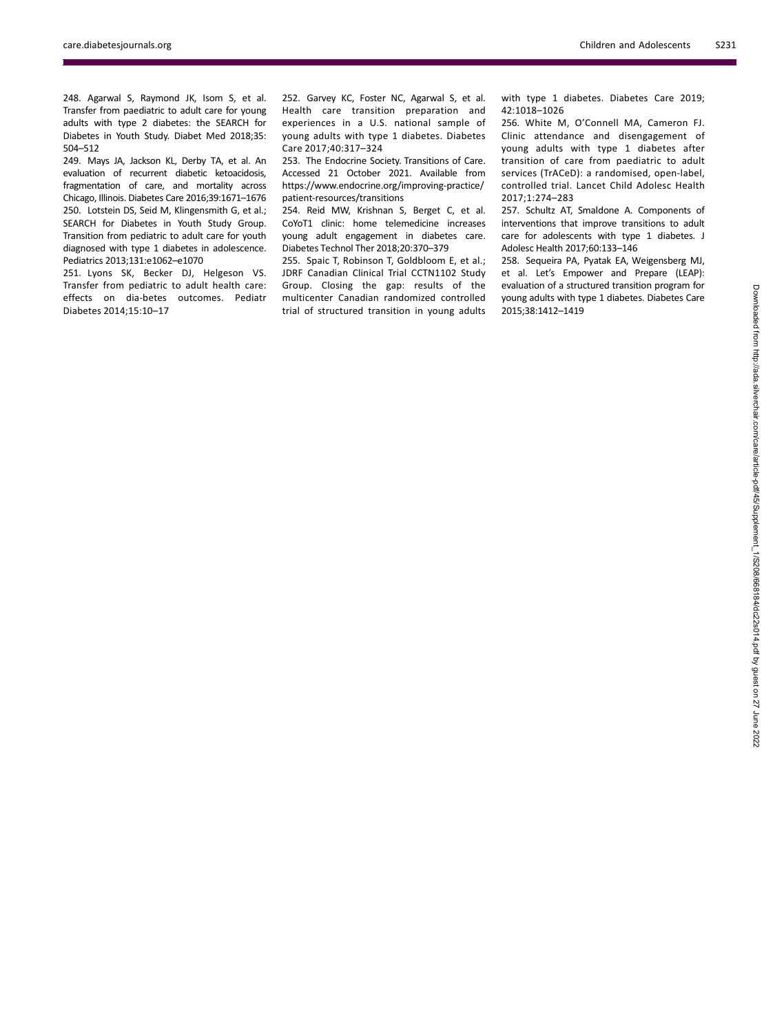248. Agarwal S, Raymond JK, Isom S, et al. Transfer from paediatric to adult care for young adults with type 2 diabetes: the SEARCH for Diabetes in Youth Study. Diabet Med 2018;35:504–512

249. Mays JA, Jackson KL, Derby TA, et al. An evaluation of recurrent diabetic ketoacidosis, fragmentation of care, and mortality across Chicago, Illinois. Diabetes Care 2016;39:1671–1676

250. Lotstein DS, Seid M, Klingensmith G, et al.; SEARCH for Diabetes in Youth Study Group. Transition from pediatric to adult care for youth diagnosed with type 1 diabetes in adolescence. Pediatrics 2013;131:e1062–e1070

251. Lyons SK, Becker DJ, Helgeson VS. Transfer from pediatric to adult health care: effects on dia-betes outcomes. Pediatr Diabetes 2014;15:10–17

252. Garvey KC, Foster NC, Agarwal S, et al. Health care transition preparation and experiences in a U.S. national sample of young adults with type 1 diabetes. Diabetes Care 2017;40:317–324

253. The Endocrine Society. Transitions of Care. Accessed 21 October 2021. Available from https://www.endocrine.org/improving-practice/patient-resources/transitions

254. Reid MW, Krishnan S, Berget C, et al. CoYoT1 clinic: home telemedicine increases young adult engagement in diabetes care. Diabetes Technol Ther 2018;20:370–379

255. Spaic T, Robinson T, Goldbloom E, et al.; JDRF Canadian Clinical Trial CCTN1102 Study Group. Closing the gap: results of the multicenter Canadian randomized controlled trial of structured transition in young adults with type 1 diabetes. Diabetes Care 2019; 42:1018–1026

256. White M, O'Connell MA, Cameron FJ. Clinic attendance and disengagement of young adults with type 1 diabetes after transition of care from paediatric to adult services (TrACeD): a randomised, open-label, controlled trial. Lancet Child Adolesc Health 2017;1:274–283

257. Schultz AT, Smaldone A. Components of interventions that improve transitions to adult care for adolescents with type 1 diabetes. J Adolesc Health 2017;60:133–146

258. Sequeira PA, Pyatak EA, Weigensberg MJ, et al. Let's Empower and Prepare (LEAP): evaluation of a structured transition program for young adults with type 1 diabetes. Diabetes Care 2015;38:1412–1419